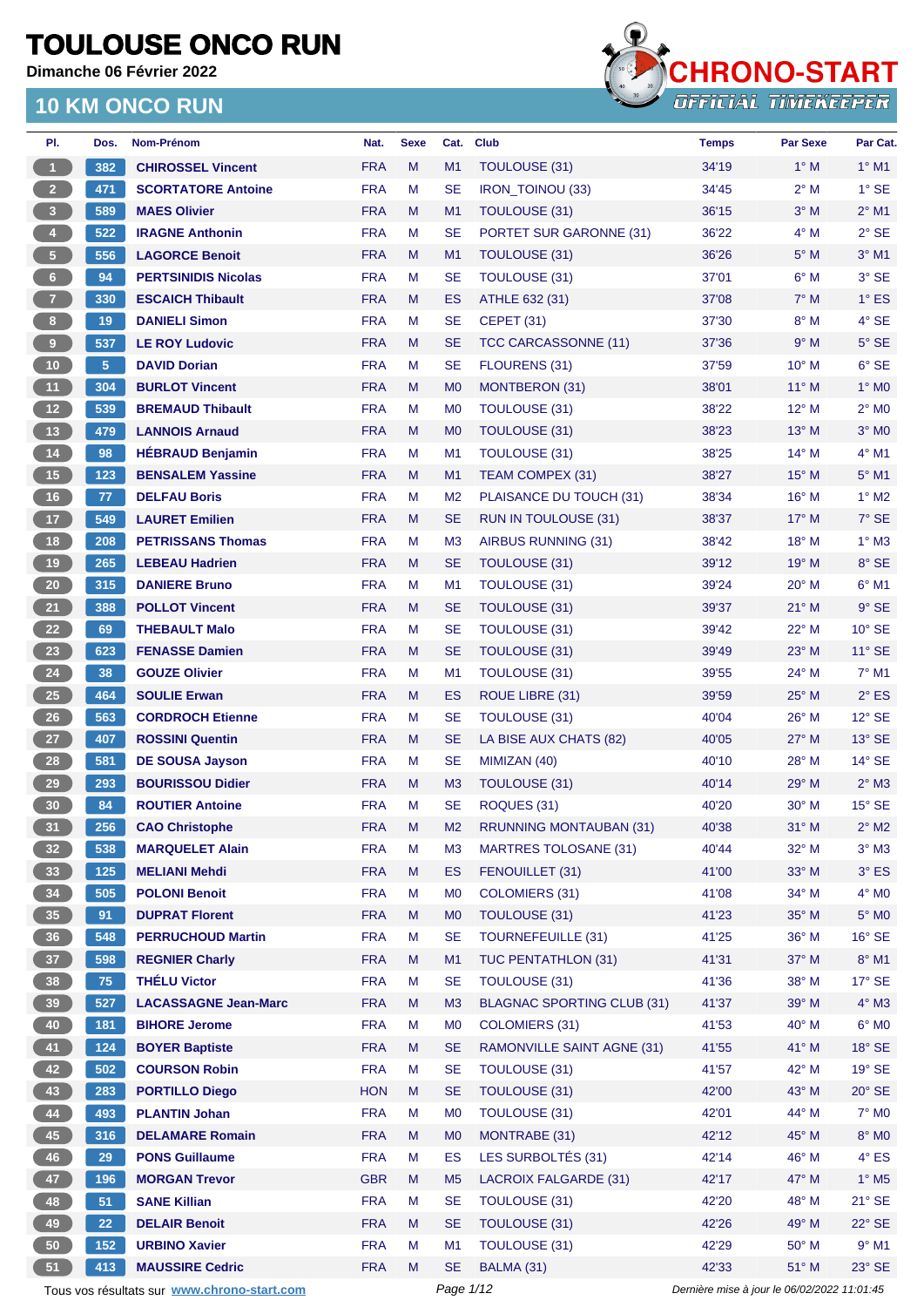# TOULOUSE ONCO RUN

Dimanche 06 Février 2022

## 10 KM ONCO RUN

CHRONO-START OFFICIAL TIMEKEEPER

| Pl. | Dos. | Nom-Prénom | Nat. | Sexe | Cat. | Club | Temps | Par Sexe | Par Cat. |
|---|---|---|---|---|---|---|---|---|---|
| 1 | 382 | CHIROSSEL Vincent | FRA | M | M1 | TOULOUSE (31) | 34'19 | 1° M | 1° M1 |
| 2 | 471 | SCORTATORE Antoine | FRA | M | SE | IRON_TOINOU (33) | 34'45 | 2° M | 1° SE |
| 3 | 589 | MAES Olivier | FRA | M | M1 | TOULOUSE (31) | 36'15 | 3° M | 2° M1 |
| 4 | 522 | IRAGNE Anthonin | FRA | M | SE | PORTET SUR GARONNE (31) | 36'22 | 4° M | 2° SE |
| 5 | 556 | LAGORCE Benoit | FRA | M | M1 | TOULOUSE (31) | 36'26 | 5° M | 3° M1 |
| 6 | 94 | PERTSINIDIS Nicolas | FRA | M | SE | TOULOUSE (31) | 37'01 | 6° M | 3° SE |
| 7 | 330 | ESCAICH Thibault | FRA | M | ES | ATHLE 632 (31) | 37'08 | 7° M | 1° ES |
| 8 | 19 | DANIELI Simon | FRA | M | SE | CEPET (31) | 37'30 | 8° M | 4° SE |
| 9 | 537 | LE ROY Ludovic | FRA | M | SE | TCC CARCASSONNE (11) | 37'36 | 9° M | 5° SE |
| 10 | 5 | DAVID Dorian | FRA | M | SE | FLOURENS (31) | 37'59 | 10° M | 6° SE |
| 11 | 304 | BURLOT Vincent | FRA | M | M0 | MONTBERON (31) | 38'01 | 11° M | 1° M0 |
| 12 | 539 | BREMAUD Thibault | FRA | M | M0 | TOULOUSE (31) | 38'22 | 12° M | 2° M0 |
| 13 | 479 | LANNOIS Arnaud | FRA | M | M0 | TOULOUSE (31) | 38'23 | 13° M | 3° M0 |
| 14 | 98 | HÉBRAUD Benjamin | FRA | M | M1 | TOULOUSE (31) | 38'25 | 14° M | 4° M1 |
| 15 | 123 | BENSALEM Yassine | FRA | M | M1 | TEAM COMPEX (31) | 38'27 | 15° M | 5° M1 |
| 16 | 77 | DELFAU Boris | FRA | M | M2 | PLAISANCE DU TOUCH (31) | 38'34 | 16° M | 1° M2 |
| 17 | 549 | LAURET Emilien | FRA | M | SE | RUN IN TOULOUSE (31) | 38'37 | 17° M | 7° SE |
| 18 | 208 | PETRISSANS Thomas | FRA | M | M3 | AIRBUS RUNNING (31) | 38'42 | 18° M | 1° M3 |
| 19 | 265 | LEBEAU Hadrien | FRA | M | SE | TOULOUSE (31) | 39'12 | 19° M | 8° SE |
| 20 | 315 | DANIERE Bruno | FRA | M | M1 | TOULOUSE (31) | 39'24 | 20° M | 6° M1 |
| 21 | 388 | POLLOT Vincent | FRA | M | SE | TOULOUSE (31) | 39'37 | 21° M | 9° SE |
| 22 | 69 | THEBAULT Malo | FRA | M | SE | TOULOUSE (31) | 39'42 | 22° M | 10° SE |
| 23 | 623 | FENASSE Damien | FRA | M | SE | TOULOUSE (31) | 39'49 | 23° M | 11° SE |
| 24 | 38 | GOUZE Olivier | FRA | M | M1 | TOULOUSE (31) | 39'55 | 24° M | 7° M1 |
| 25 | 464 | SOULIE Erwan | FRA | M | ES | ROUE LIBRE (31) | 39'59 | 25° M | 2° ES |
| 26 | 563 | CORDROCH Etienne | FRA | M | SE | TOULOUSE (31) | 40'04 | 26° M | 12° SE |
| 27 | 407 | ROSSINI Quentin | FRA | M | SE | LA BISE AUX CHATS (82) | 40'05 | 27° M | 13° SE |
| 28 | 581 | DE SOUSA Jayson | FRA | M | SE | MIMIZAN (40) | 40'10 | 28° M | 14° SE |
| 29 | 293 | BOURISSOU Didier | FRA | M | M3 | TOULOUSE (31) | 40'14 | 29° M | 2° M3 |
| 30 | 84 | ROUTIER Antoine | FRA | M | SE | ROQUES (31) | 40'20 | 30° M | 15° SE |
| 31 | 256 | CAO Christophe | FRA | M | M2 | RRUNNING MONTAUBAN (31) | 40'38 | 31° M | 2° M2 |
| 32 | 538 | MARQUELET Alain | FRA | M | M3 | MARTRES TOLOSANE (31) | 40'44 | 32° M | 3° M3 |
| 33 | 125 | MELIANI Mehdi | FRA | M | ES | FENOUILLET (31) | 41'00 | 33° M | 3° ES |
| 34 | 505 | POLONI Benoit | FRA | M | M0 | COLOMIERS (31) | 41'08 | 34° M | 4° M0 |
| 35 | 91 | DUPRAT Florent | FRA | M | M0 | TOULOUSE (31) | 41'23 | 35° M | 5° M0 |
| 36 | 548 | PERRUCHOUD Martin | FRA | M | SE | TOURNEFEUILLE (31) | 41'25 | 36° M | 16° SE |
| 37 | 598 | REGNIER Charly | FRA | M | M1 | TUC PENTATHLON (31) | 41'31 | 37° M | 8° M1 |
| 38 | 75 | THÉLU Victor | FRA | M | SE | TOULOUSE (31) | 41'36 | 38° M | 17° SE |
| 39 | 527 | LACASSAGNE Jean-Marc | FRA | M | M3 | BLAGNAC SPORTING CLUB (31) | 41'37 | 39° M | 4° M3 |
| 40 | 181 | BIHORE Jerome | FRA | M | M0 | COLOMIERS (31) | 41'53 | 40° M | 6° M0 |
| 41 | 124 | BOYER Baptiste | FRA | M | SE | RAMONVILLE SAINT AGNE (31) | 41'55 | 41° M | 18° SE |
| 42 | 502 | COURSON Robin | FRA | M | SE | TOULOUSE (31) | 41'57 | 42° M | 19° SE |
| 43 | 283 | PORTILLO Diego | HON | M | SE | TOULOUSE (31) | 42'00 | 43° M | 20° SE |
| 44 | 493 | PLANTIN Johan | FRA | M | M0 | TOULOUSE (31) | 42'01 | 44° M | 7° M0 |
| 45 | 316 | DELAMARE Romain | FRA | M | M0 | MONTRABE (31) | 42'12 | 45° M | 8° M0 |
| 46 | 29 | PONS Guillaume | FRA | M | ES | LES SURBOLTÉS (31) | 42'14 | 46° M | 4° ES |
| 47 | 196 | MORGAN Trevor | GBR | M | M5 | LACROIX FALGARDE (31) | 42'17 | 47° M | 1° M5 |
| 48 | 51 | SANE Killian | FRA | M | SE | TOULOUSE (31) | 42'20 | 48° M | 21° SE |
| 49 | 22 | DELAIR Benoit | FRA | M | SE | TOULOUSE (31) | 42'26 | 49° M | 22° SE |
| 50 | 152 | URBINO Xavier | FRA | M | M1 | TOULOUSE (31) | 42'29 | 50° M | 9° M1 |
| 51 | 413 | MAUSSIRE Cedric | FRA | M | SE | BALMA (31) | 42'33 | 51° M | 23° SE |

Tous vos résultats sur www.chrono-start.com

Dernière mise à jour le 06/02/2022 11:01:45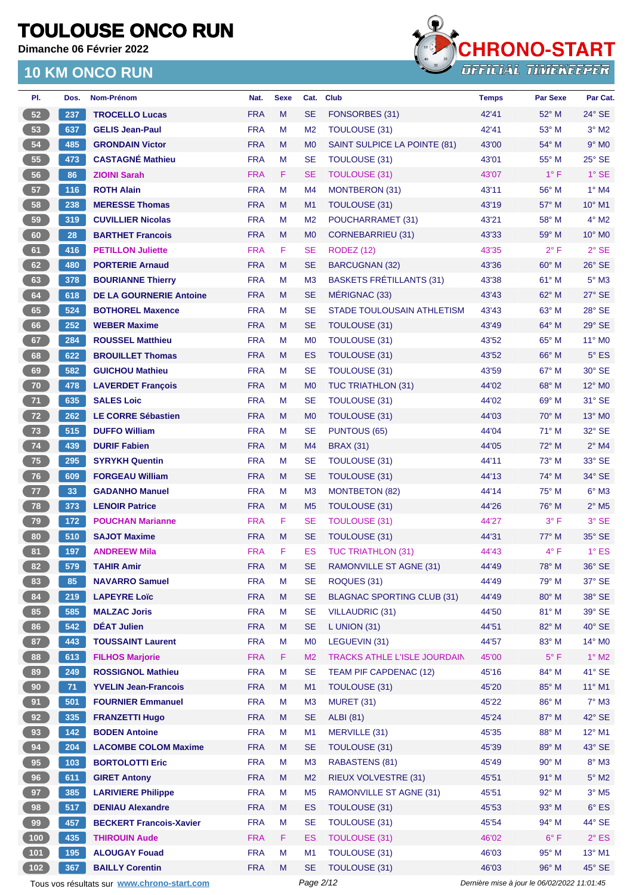# TOULOUSE ONCO RUN

Dimanche 06 Février 2022

## 10 KM ONCO RUN

| Pl. | Dos. | Nom-Prénom | Nat. | Sexe | Cat. | Club | Temps | Par Sexe | Par Cat. |
|---|---|---|---|---|---|---|---|---|---|
| 52 | 237 | TROCELLO Lucas | FRA | M | SE | FONSORBES (31) | 42'41 | 52° M | 24° SE |
| 53 | 637 | GELIS Jean-Paul | FRA | M | M2 | TOULOUSE (31) | 42'41 | 53° M | 3° M2 |
| 54 | 485 | GRONDAIN Victor | FRA | M | M0 | SAINT SULPICE LA POINTE (81) | 43'00 | 54° M | 9° M0 |
| 55 | 473 | CASTAGNÉ Mathieu | FRA | M | SE | TOULOUSE (31) | 43'01 | 55° M | 25° SE |
| 56 | 86 | ZIOINI Sarah | FRA | F | SE | TOULOUSE (31) | 43'07 | 1° F | 1° SE |
| 57 | 116 | ROTH Alain | FRA | M | M4 | MONTBERON (31) | 43'11 | 56° M | 1° M4 |
| 58 | 238 | MERESSE Thomas | FRA | M | M1 | TOULOUSE (31) | 43'19 | 57° M | 10° M1 |
| 59 | 319 | CUVILLIER Nicolas | FRA | M | M2 | POUCHARRAMET (31) | 43'21 | 58° M | 4° M2 |
| 60 | 28 | BARTHET Francois | FRA | M | M0 | CORNEBARRIEU (31) | 43'33 | 59° M | 10° M0 |
| 61 | 416 | PETILLON Juliette | FRA | F | SE | RODEZ (12) | 43'35 | 2° F | 2° SE |
| 62 | 480 | PORTERIE Arnaud | FRA | M | SE | BARCUGNAN (32) | 43'36 | 60° M | 26° SE |
| 63 | 378 | BOURIANNE Thierry | FRA | M | M3 | BASKETS FRÉTILLANTS (31) | 43'38 | 61° M | 5° M3 |
| 64 | 618 | DE LA GOURNERIE Antoine | FRA | M | SE | MÉRIGNAC (33) | 43'43 | 62° M | 27° SE |
| 65 | 524 | BOTHOREL Maxence | FRA | M | SE | STADE TOULOUSAIN ATHLETISM | 43'43 | 63° M | 28° SE |
| 66 | 252 | WEBER Maxime | FRA | M | SE | TOULOUSE (31) | 43'49 | 64° M | 29° SE |
| 67 | 284 | ROUSSEL Matthieu | FRA | M | M0 | TOULOUSE (31) | 43'52 | 65° M | 11° M0 |
| 68 | 622 | BROUILLET Thomas | FRA | M | ES | TOULOUSE (31) | 43'52 | 66° M | 5° ES |
| 69 | 582 | GUICHOU Mathieu | FRA | M | SE | TOULOUSE (31) | 43'59 | 67° M | 30° SE |
| 70 | 478 | LAVERDET François | FRA | M | M0 | TUC TRIATHLON (31) | 44'02 | 68° M | 12° M0 |
| 71 | 635 | SALES Loic | FRA | M | SE | TOULOUSE (31) | 44'02 | 69° M | 31° SE |
| 72 | 262 | LE CORRE Sébastien | FRA | M | M0 | TOULOUSE (31) | 44'03 | 70° M | 13° M0 |
| 73 | 515 | DUFFO William | FRA | M | SE | PUNTOUS (65) | 44'04 | 71° M | 32° SE |
| 74 | 439 | DURIF Fabien | FRA | M | M4 | BRAX (31) | 44'05 | 72° M | 2° M4 |
| 75 | 295 | SYRYKH Quentin | FRA | M | SE | TOULOUSE (31) | 44'11 | 73° M | 33° SE |
| 76 | 609 | FORGEAU William | FRA | M | SE | TOULOUSE (31) | 44'13 | 74° M | 34° SE |
| 77 | 33 | GADANHO Manuel | FRA | M | M3 | MONTBETON (82) | 44'14 | 75° M | 6° M3 |
| 78 | 373 | LENOIR Patrice | FRA | M | M5 | TOULOUSE (31) | 44'26 | 76° M | 2° M5 |
| 79 | 172 | POUCHAN Marianne | FRA | F | SE | TOULOUSE (31) | 44'27 | 3° F | 3° SE |
| 80 | 510 | SAJOT Maxime | FRA | M | SE | TOULOUSE (31) | 44'31 | 77° M | 35° SE |
| 81 | 197 | ANDREEW Mila | FRA | F | ES | TUC TRIATHLON (31) | 44'43 | 4° F | 1° ES |
| 82 | 579 | TAHIR Amir | FRA | M | SE | RAMONVILLE ST AGNE (31) | 44'49 | 78° M | 36° SE |
| 83 | 85 | NAVARRO Samuel | FRA | M | SE | ROQUES (31) | 44'49 | 79° M | 37° SE |
| 84 | 219 | LAPEYRE Loïc | FRA | M | SE | BLAGNAC SPORTING CLUB (31) | 44'49 | 80° M | 38° SE |
| 85 | 585 | MALZAC Joris | FRA | M | SE | VILLAUDRIC (31) | 44'50 | 81° M | 39° SE |
| 86 | 542 | DÉAT Julien | FRA | M | SE | L UNION (31) | 44'51 | 82° M | 40° SE |
| 87 | 443 | TOUSSAINT Laurent | FRA | M | M0 | LEGUEVIN (31) | 44'57 | 83° M | 14° M0 |
| 88 | 613 | FILHOS Marjorie | FRA | F | M2 | TRACKS ATHLE L'ISLE JOURDAIN | 45'00 | 5° F | 1° M2 |
| 89 | 249 | ROSSIGNOL Mathieu | FRA | M | SE | TEAM PIF CAPDENAC (12) | 45'16 | 84° M | 41° SE |
| 90 | 71 | YVELIN Jean-Francois | FRA | M | M1 | TOULOUSE (31) | 45'20 | 85° M | 11° M1 |
| 91 | 501 | FOURNIER Emmanuel | FRA | M | M3 | MURET (31) | 45'22 | 86° M | 7° M3 |
| 92 | 335 | FRANZETTI Hugo | FRA | M | SE | ALBI (81) | 45'24 | 87° M | 42° SE |
| 93 | 142 | BODEN Antoine | FRA | M | M1 | MERVILLE (31) | 45'35 | 88° M | 12° M1 |
| 94 | 204 | LACOMBE COLOM Maxime | FRA | M | SE | TOULOUSE (31) | 45'39 | 89° M | 43° SE |
| 95 | 103 | BORTOLOTTI Eric | FRA | M | M3 | RABASTENS (81) | 45'49 | 90° M | 8° M3 |
| 96 | 611 | GIRET Antony | FRA | M | M2 | RIEUX VOLVESTRE (31) | 45'51 | 91° M | 5° M2 |
| 97 | 385 | LARIVIERE Philippe | FRA | M | M5 | RAMONVILLE ST AGNE (31) | 45'51 | 92° M | 3° M5 |
| 98 | 517 | DENIAU Alexandre | FRA | M | ES | TOULOUSE (31) | 45'53 | 93° M | 6° ES |
| 99 | 457 | BECKERT Francois-Xavier | FRA | M | SE | TOULOUSE (31) | 45'54 | 94° M | 44° SE |
| 100 | 435 | THIROUIN Aude | FRA | F | ES | TOULOUSE (31) | 46'02 | 6° F | 2° ES |
| 101 | 195 | ALOUGAY Fouad | FRA | M | M1 | TOULOUSE (31) | 46'03 | 95° M | 13° M1 |
| 102 | 367 | BAILLY Corentin | FRA | M | SE | TOULOUSE (31) | 46'03 | 96° M | 45° SE |

Tous vos résultats sur www.chrono-start.com

Dernière mise à jour le 06/02/2022 11:01:45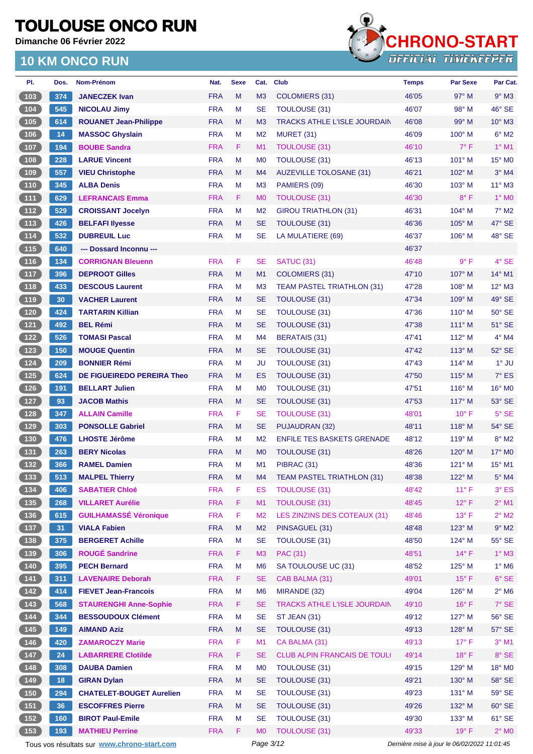# TOULOUSE ONCO RUN

Dimanche 06 Février 2022

## 10 KM ONCO RUN

CHRONO-START OFFICIAL TIMEKEEPER

| Pl. | Dos. | Nom-Prénom | Nat. | Sexe | Cat. | Club | Temps | Par Sexe | Par Cat. |
|---|---|---|---|---|---|---|---|---|---|
| 103 | 374 | JANECZEK Ivan | FRA | M | M3 | COLOMIERS (31) | 46'05 | 97° M | 9° M3 |
| 104 | 545 | NICOLAU Jimy | FRA | M | SE | TOULOUSE (31) | 46'07 | 98° M | 46° SE |
| 105 | 614 | ROUANET Jean-Philippe | FRA | M | M3 | TRACKS ATHLE L'ISLE JOURDAIN | 46'08 | 99° M | 10° M3 |
| 106 | 14 | MASSOC Ghyslain | FRA | M | M2 | MURET (31) | 46'09 | 100° M | 6° M2 |
| 107 | 194 | BOUBE Sandra | FRA | F | M1 | TOULOUSE (31) | 46'10 | 7° F | 1° M1 |
| 108 | 228 | LARUE Vincent | FRA | M | M0 | TOULOUSE (31) | 46'13 | 101° M | 15° M0 |
| 109 | 557 | VIEU Christophe | FRA | M | M4 | AUZEVILLE TOLOSANE (31) | 46'21 | 102° M | 3° M4 |
| 110 | 345 | ALBA Denis | FRA | M | M3 | PAMIERS (09) | 46'30 | 103° M | 11° M3 |
| 111 | 629 | LEFRANCAIS Emma | FRA | F | M0 | TOULOUSE (31) | 46'30 | 8° F | 1° M0 |
| 112 | 529 | CROISSANT Jocelyn | FRA | M | M2 | GIROU TRIATHLON (31) | 46'31 | 104° M | 7° M2 |
| 113 | 426 | BELFAFI Ilyesse | FRA | M | SE | TOULOUSE (31) | 46'36 | 105° M | 47° SE |
| 114 | 532 | DUBREUIL Luc | FRA | M | SE | LA MULATIERE (69) | 46'37 | 106° M | 48° SE |
| 115 | 640 | --- Dossard Inconnu --- | | | | | 46'37 | | |
| 116 | 134 | CORRIGNAN Bleuenn | FRA | F | SE | SATUC (31) | 46'48 | 9° F | 4° SE |
| 117 | 396 | DEPROOT Gilles | FRA | M | M1 | COLOMIERS (31) | 47'10 | 107° M | 14° M1 |
| 118 | 433 | DESCOUS Laurent | FRA | M | M3 | TEAM PASTEL TRIATHLON (31) | 47'28 | 108° M | 12° M3 |
| 119 | 30 | VACHER Laurent | FRA | M | SE | TOULOUSE (31) | 47'34 | 109° M | 49° SE |
| 120 | 424 | TARTARIN Killian | FRA | M | SE | TOULOUSE (31) | 47'36 | 110° M | 50° SE |
| 121 | 492 | BEL Rémi | FRA | M | SE | TOULOUSE (31) | 47'38 | 111° M | 51° SE |
| 122 | 526 | TOMASI Pascal | FRA | M | M4 | BERATAIS (31) | 47'41 | 112° M | 4° M4 |
| 123 | 150 | MOUGE Quentin | FRA | M | SE | TOULOUSE (31) | 47'42 | 113° M | 52° SE |
| 124 | 209 | BONNIER Rémi | FRA | M | JU | TOULOUSE (31) | 47'43 | 114° M | 1° JU |
| 125 | 624 | DE FIGUEIREDO PEREIRA Theo | FRA | M | ES | TOULOUSE (31) | 47'50 | 115° M | 7° ES |
| 126 | 191 | BELLART Julien | FRA | M | M0 | TOULOUSE (31) | 47'51 | 116° M | 16° M0 |
| 127 | 93 | JACOB Mathis | FRA | M | SE | TOULOUSE (31) | 47'53 | 117° M | 53° SE |
| 128 | 347 | ALLAIN Camille | FRA | F | SE | TOULOUSE (31) | 48'01 | 10° F | 5° SE |
| 129 | 303 | PONSOLLE Gabriel | FRA | M | SE | PUJAUDRAN (32) | 48'11 | 118° M | 54° SE |
| 130 | 476 | LHOSTE Jérôme | FRA | M | M2 | ENFILE TES BASKETS GRENADE | 48'12 | 119° M | 8° M2 |
| 131 | 263 | BERY Nicolas | FRA | M | M0 | TOULOUSE (31) | 48'26 | 120° M | 17° M0 |
| 132 | 366 | RAMEL Damien | FRA | M | M1 | PIBRAC (31) | 48'36 | 121° M | 15° M1 |
| 133 | 513 | MALPEL Thierry | FRA | M | M4 | TEAM PASTEL TRIATHLON (31) | 48'38 | 122° M | 5° M4 |
| 134 | 406 | SABATIER Chloé | FRA | F | ES | TOULOUSE (31) | 48'42 | 11° F | 3° ES |
| 135 | 268 | VILLARET Aurélie | FRA | F | M1 | TOULOUSE (31) | 48'45 | 12° F | 2° M1 |
| 136 | 615 | GUILHAMASSÉ Véronique | FRA | F | M2 | LES ZINZINS DES COTEAUX (31) | 48'46 | 13° F | 2° M2 |
| 137 | 31 | VIALA Fabien | FRA | M | M2 | PINSAGUEL (31) | 48'48 | 123° M | 9° M2 |
| 138 | 375 | BERGERET Achille | FRA | M | SE | TOULOUSE (31) | 48'50 | 124° M | 55° SE |
| 139 | 306 | ROUGÉ Sandrine | FRA | F | M3 | PAC (31) | 48'51 | 14° F | 1° M3 |
| 140 | 395 | PECH Bernard | FRA | M | M6 | SA TOULOUSE UC (31) | 48'52 | 125° M | 1° M6 |
| 141 | 311 | LAVENAIRE Deborah | FRA | F | SE | CAB BALMA (31) | 49'01 | 15° F | 6° SE |
| 142 | 414 | FIEVET Jean-Francois | FRA | M | M6 | MIRANDE (32) | 49'04 | 126° M | 2° M6 |
| 143 | 568 | STAURENGHI Anne-Sophie | FRA | F | SE | TRACKS ATHLE L'ISLE JOURDAIN | 49'10 | 16° F | 7° SE |
| 144 | 344 | BESSOUDOUX Clément | FRA | M | SE | ST JEAN (31) | 49'12 | 127° M | 56° SE |
| 145 | 149 | AIMAND Aziz | FRA | M | SE | TOULOUSE (31) | 49'13 | 128° M | 57° SE |
| 146 | 420 | ZAMAROCZY Marie | FRA | F | M1 | CA BALMA (31) | 49'13 | 17° F | 3° M1 |
| 147 | 24 | LABARRERE Clotilde | FRA | F | SE | CLUB ALPIN FRANCAIS DE TOUL( | 49'14 | 18° F | 8° SE |
| 148 | 308 | DAUBA Damien | FRA | M | M0 | TOULOUSE (31) | 49'15 | 129° M | 18° M0 |
| 149 | 18 | GIRAN Dylan | FRA | M | SE | TOULOUSE (31) | 49'21 | 130° M | 58° SE |
| 150 | 294 | CHATELET-BOUGET Aurelien | FRA | M | SE | TOULOUSE (31) | 49'23 | 131° M | 59° SE |
| 151 | 36 | ESCOFFRES Pierre | FRA | M | SE | TOULOUSE (31) | 49'26 | 132° M | 60° SE |
| 152 | 160 | BIROT Paul-Emile | FRA | M | SE | TOULOUSE (31) | 49'30 | 133° M | 61° SE |
| 153 | 193 | MATHIEU Perrine | FRA | F | M0 | TOULOUSE (31) | 49'33 | 19° F | 2° M0 |

Tous vos résultats sur www.chrono-start.com — Dernière mise à jour le 06/02/2022 11:01:45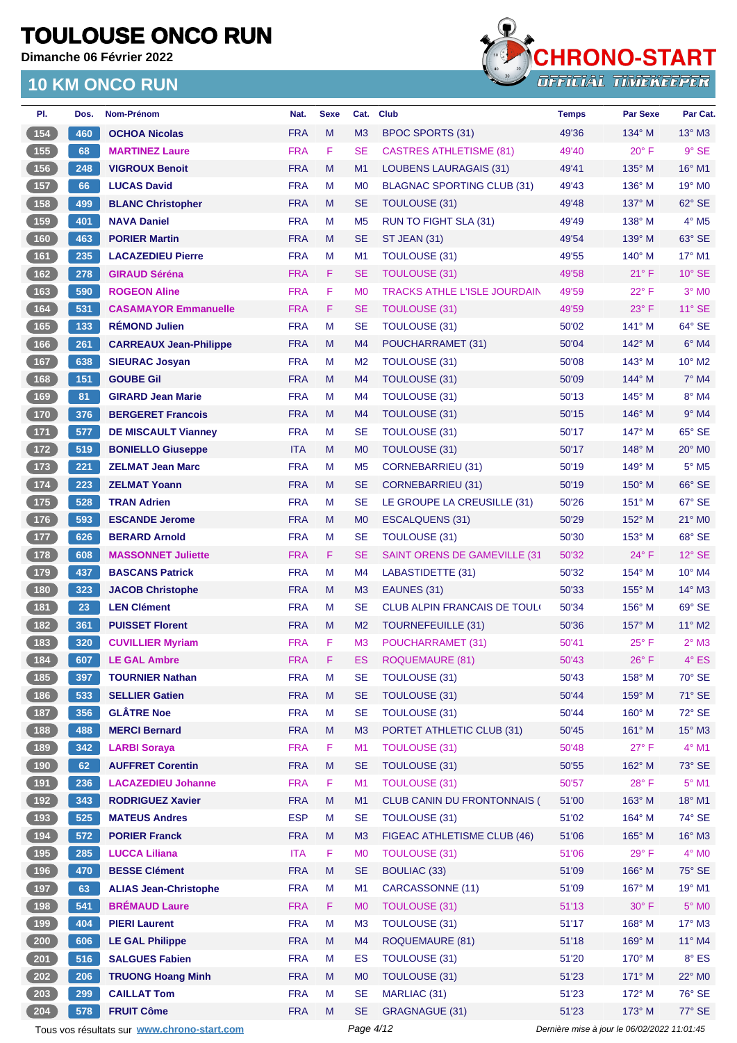# TOULOUSE ONCO RUN

**Dimanche 06 Février 2022**

## 10 KM ONCO RUN

| Pl. | Dos. | Nom-Prénom | Nat. | Sexe | Cat. | Club | Temps | Par Sexe | Par Cat. |
|---|---|---|---|---|---|---|---|---|---|
| 154 | 460 | OCHOA Nicolas | FRA | M | M3 | BPOC SPORTS (31) | 49'36 | 134° M | 13° M3 |
| 155 | 68 | MARTINEZ Laure | FRA | F | SE | CASTRES ATHLETISME (81) | 49'40 | 20° F | 9° SE |
| 156 | 248 | VIGROUX Benoit | FRA | M | M1 | LOUBENS LAURAGAIS (31) | 49'41 | 135° M | 16° M1 |
| 157 | 66 | LUCAS David | FRA | M | M0 | BLAGNAC SPORTING CLUB (31) | 49'43 | 136° M | 19° M0 |
| 158 | 499 | BLANC Christopher | FRA | M | SE | TOULOUSE (31) | 49'48 | 137° M | 62° SE |
| 159 | 401 | NAVA Daniel | FRA | M | M5 | RUN TO FIGHT SLA (31) | 49'49 | 138° M | 4° M5 |
| 160 | 463 | PORIER Martin | FRA | M | SE | ST JEAN (31) | 49'54 | 139° M | 63° SE |
| 161 | 235 | LACAZEDIEU Pierre | FRA | M | M1 | TOULOUSE (31) | 49'55 | 140° M | 17° M1 |
| 162 | 278 | GIRAUD Séréna | FRA | F | SE | TOULOUSE (31) | 49'58 | 21° F | 10° SE |
| 163 | 590 | ROGEON Aline | FRA | F | M0 | TRACKS ATHLE L'ISLE JOURDAIN | 49'59 | 22° F | 3° M0 |
| 164 | 531 | CASAMAYOR Emmanuelle | FRA | F | SE | TOULOUSE (31) | 49'59 | 23° F | 11° SE |
| 165 | 133 | RÉMOND Julien | FRA | M | SE | TOULOUSE (31) | 50'02 | 141° M | 64° SE |
| 166 | 261 | CARREAUX Jean-Philippe | FRA | M | M4 | POUCHARRAMET (31) | 50'04 | 142° M | 6° M4 |
| 167 | 638 | SIEURAC Josyan | FRA | M | M2 | TOULOUSE (31) | 50'08 | 143° M | 10° M2 |
| 168 | 151 | GOUBE Gil | FRA | M | M4 | TOULOUSE (31) | 50'09 | 144° M | 7° M4 |
| 169 | 81 | GIRARD Jean Marie | FRA | M | M4 | TOULOUSE (31) | 50'13 | 145° M | 8° M4 |
| 170 | 376 | BERGERET Francois | FRA | M | M4 | TOULOUSE (31) | 50'15 | 146° M | 9° M4 |
| 171 | 577 | DE MISCAULT Vianney | FRA | M | SE | TOULOUSE (31) | 50'17 | 147° M | 65° SE |
| 172 | 519 | BONIELLO Giuseppe | ITA | M | M0 | TOULOUSE (31) | 50'17 | 148° M | 20° M0 |
| 173 | 221 | ZELMAT Jean Marc | FRA | M | M5 | CORNEBARRIEU (31) | 50'19 | 149° M | 5° M5 |
| 174 | 223 | ZELMAT Yoann | FRA | M | SE | CORNEBARRIEU (31) | 50'19 | 150° M | 66° SE |
| 175 | 528 | TRAN Adrien | FRA | M | SE | LE GROUPE LA CREUSILLE (31) | 50'26 | 151° M | 67° SE |
| 176 | 593 | ESCANDE Jerome | FRA | M | M0 | ESCALQUENS (31) | 50'29 | 152° M | 21° M0 |
| 177 | 626 | BERARD Arnold | FRA | M | SE | TOULOUSE (31) | 50'30 | 153° M | 68° SE |
| 178 | 608 | MASSONNET Juliette | FRA | F | SE | SAINT ORENS DE GAMEVILLE (31 | 50'32 | 24° F | 12° SE |
| 179 | 437 | BASCANS Patrick | FRA | M | M4 | LABASTIDETTE (31) | 50'32 | 154° M | 10° M4 |
| 180 | 323 | JACOB Christophe | FRA | M | M3 | EAUNES (31) | 50'33 | 155° M | 14° M3 |
| 181 | 23 | LEN Clément | FRA | M | SE | CLUB ALPIN FRANCAIS DE TOUL( | 50'34 | 156° M | 69° SE |
| 182 | 361 | PUISSET Florent | FRA | M | M2 | TOURNEFEUILLE (31) | 50'36 | 157° M | 11° M2 |
| 183 | 320 | CUVILLIER Myriam | FRA | F | M3 | POUCHARRAMET (31) | 50'41 | 25° F | 2° M3 |
| 184 | 607 | LE GAL Ambre | FRA | F | ES | ROQUEMAURE (81) | 50'43 | 26° F | 4° ES |
| 185 | 397 | TOURNIER Nathan | FRA | M | SE | TOULOUSE (31) | 50'43 | 158° M | 70° SE |
| 186 | 533 | SELLIER Gatien | FRA | M | SE | TOULOUSE (31) | 50'44 | 159° M | 71° SE |
| 187 | 356 | GLÂTRE Noe | FRA | M | SE | TOULOUSE (31) | 50'44 | 160° M | 72° SE |
| 188 | 488 | MERCI Bernard | FRA | M | M3 | PORTET ATHLETIC CLUB (31) | 50'45 | 161° M | 15° M3 |
| 189 | 342 | LARBI Soraya | FRA | F | M1 | TOULOUSE (31) | 50'48 | 27° F | 4° M1 |
| 190 | 62 | AUFFRET Corentin | FRA | M | SE | TOULOUSE (31) | 50'55 | 162° M | 73° SE |
| 191 | 236 | LACAZEDIEU Johanne | FRA | F | M1 | TOULOUSE (31) | 50'57 | 28° F | 5° M1 |
| 192 | 343 | RODRIGUEZ Xavier | FRA | M | M1 | CLUB CANIN DU FRONTONNAIS ( | 51'00 | 163° M | 18° M1 |
| 193 | 525 | MATEUS Andres | ESP | M | SE | TOULOUSE (31) | 51'02 | 164° M | 74° SE |
| 194 | 572 | PORIER Franck | FRA | M | M3 | FIGEAC ATHLETISME CLUB (46) | 51'06 | 165° M | 16° M3 |
| 195 | 285 | LUCCA Liliana | ITA | F | M0 | TOULOUSE (31) | 51'06 | 29° F | 4° M0 |
| 196 | 470 | BESSE Clément | FRA | M | SE | BOULIAC (33) | 51'09 | 166° M | 75° SE |
| 197 | 63 | ALIAS Jean-Christophe | FRA | M | M1 | CARCASSONNE (11) | 51'09 | 167° M | 19° M1 |
| 198 | 541 | BRÉMAUD Laure | FRA | F | M0 | TOULOUSE (31) | 51'13 | 30° F | 5° M0 |
| 199 | 404 | PIERI Laurent | FRA | M | M3 | TOULOUSE (31) | 51'17 | 168° M | 17° M3 |
| 200 | 606 | LE GAL Philippe | FRA | M | M4 | ROQUEMAURE (81) | 51'18 | 169° M | 11° M4 |
| 201 | 516 | SALGUES Fabien | FRA | M | ES | TOULOUSE (31) | 51'20 | 170° M | 8° ES |
| 202 | 206 | TRUONG Hoang Minh | FRA | M | M0 | TOULOUSE (31) | 51'23 | 171° M | 22° M0 |
| 203 | 299 | CAILLAT Tom | FRA | M | SE | MARLIAC (31) | 51'23 | 172° M | 76° SE |
| 204 | 578 | FRUIT Côme | FRA | M | SE | GRAGNAGUE (31) | 51'23 | 173° M | 77° SE |

Tous vos résultats sur www.chrono-start.com

Dernière mise à jour le 06/02/2022 11:01:45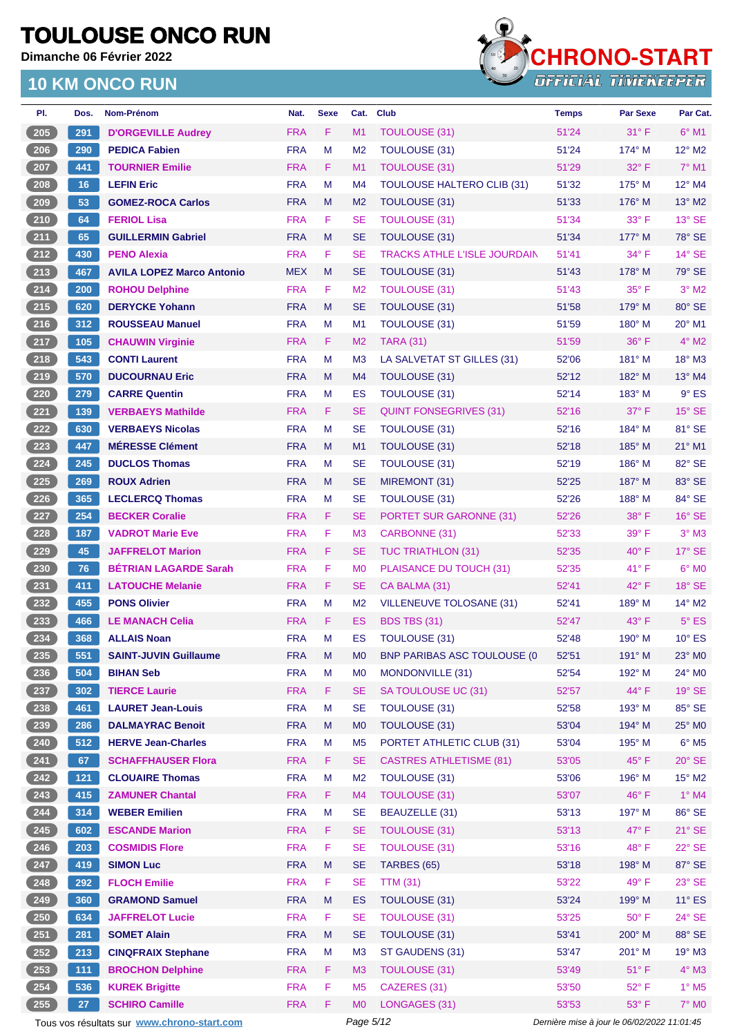# TOULOUSE ONCO RUN

**Dimanche 06 Février 2022**

## 10 KM ONCO RUN

| Pl. | Dos. | Nom-Prénom | Nat. | Sexe | Cat. | Club | Temps | Par Sexe | Par Cat. |
|---|---|---|---|---|---|---|---|---|---|
| 205 | 291 | D'ORGEVILLE Audrey | FRA | F | M1 | TOULOUSE (31) | 51'24 | 31° F | 6° M1 |
| 206 | 290 | PEDICA Fabien | FRA | M | M2 | TOULOUSE (31) | 51'24 | 174° M | 12° M2 |
| 207 | 441 | TOURNIER Emilie | FRA | F | M1 | TOULOUSE (31) | 51'29 | 32° F | 7° M1 |
| 208 | 16 | LEFIN Eric | FRA | M | M4 | TOULOUSE HALTERO CLIB (31) | 51'32 | 175° M | 12° M4 |
| 209 | 53 | GOMEZ-ROCA Carlos | FRA | M | M2 | TOULOUSE (31) | 51'33 | 176° M | 13° M2 |
| 210 | 64 | FERIOL Lisa | FRA | F | SE | TOULOUSE (31) | 51'34 | 33° F | 13° SE |
| 211 | 65 | GUILLERMIN Gabriel | FRA | M | SE | TOULOUSE (31) | 51'34 | 177° M | 78° SE |
| 212 | 430 | PENO Alexia | FRA | F | SE | TRACKS ATHLE L'ISLE JOURDAIN | 51'41 | 34° F | 14° SE |
| 213 | 467 | AVILA LOPEZ Marco Antonio | MEX | M | SE | TOULOUSE (31) | 51'43 | 178° M | 79° SE |
| 214 | 200 | ROHOU Delphine | FRA | F | M2 | TOULOUSE (31) | 51'43 | 35° F | 3° M2 |
| 215 | 620 | DERYCKE Yohann | FRA | M | SE | TOULOUSE (31) | 51'58 | 179° M | 80° SE |
| 216 | 312 | ROUSSEAU Manuel | FRA | M | M1 | TOULOUSE (31) | 51'59 | 180° M | 20° M1 |
| 217 | 105 | CHAUWIN Virginie | FRA | F | M2 | TARA (31) | 51'59 | 36° F | 4° M2 |
| 218 | 543 | CONTI Laurent | FRA | M | M3 | LA SALVETAT ST GILLES (31) | 52'06 | 181° M | 18° M3 |
| 219 | 570 | DUCOURNAU Eric | FRA | M | M4 | TOULOUSE (31) | 52'12 | 182° M | 13° M4 |
| 220 | 279 | CARRE Quentin | FRA | M | ES | TOULOUSE (31) | 52'14 | 183° M | 9° ES |
| 221 | 139 | VERBAEYS Mathilde | FRA | F | SE | QUINT FONSEGRIVES (31) | 52'16 | 37° F | 15° SE |
| 222 | 630 | VERBAEYS Nicolas | FRA | M | SE | TOULOUSE (31) | 52'16 | 184° M | 81° SE |
| 223 | 447 | MÉRESSE Clément | FRA | M | M1 | TOULOUSE (31) | 52'18 | 185° M | 21° M1 |
| 224 | 245 | DUCLOS Thomas | FRA | M | SE | TOULOUSE (31) | 52'19 | 186° M | 82° SE |
| 225 | 269 | ROUX Adrien | FRA | M | SE | MIREMONT (31) | 52'25 | 187° M | 83° SE |
| 226 | 365 | LECLERCQ Thomas | FRA | M | SE | TOULOUSE (31) | 52'26 | 188° M | 84° SE |
| 227 | 254 | BECKER Coralie | FRA | F | SE | PORTET SUR GARONNE (31) | 52'26 | 38° F | 16° SE |
| 228 | 187 | VADROT Marie Eve | FRA | F | M3 | CARBONNE (31) | 52'33 | 39° F | 3° M3 |
| 229 | 45 | JAFFRELOT Marion | FRA | F | SE | TUC TRIATHLON (31) | 52'35 | 40° F | 17° SE |
| 230 | 76 | BÉTRIAN LAGARDE Sarah | FRA | F | M0 | PLAISANCE DU TOUCH (31) | 52'35 | 41° F | 6° M0 |
| 231 | 411 | LATOUCHE Melanie | FRA | F | SE | CA BALMA (31) | 52'41 | 42° F | 18° SE |
| 232 | 455 | PONS Olivier | FRA | M | M2 | VILLENEUVE TOLOSANE (31) | 52'41 | 189° M | 14° M2 |
| 233 | 466 | LE MANACH Celia | FRA | F | ES | BDS TBS (31) | 52'47 | 43° F | 5° ES |
| 234 | 368 | ALLAIS Noan | FRA | M | ES | TOULOUSE (31) | 52'48 | 190° M | 10° ES |
| 235 | 551 | SAINT-JUVIN Guillaume | FRA | M | M0 | BNP PARIBAS ASC TOULOUSE (0 | 52'51 | 191° M | 23° M0 |
| 236 | 504 | BIHAN Seb | FRA | M | M0 | MONDONVILLE (31) | 52'54 | 192° M | 24° M0 |
| 237 | 302 | TIERCE Laurie | FRA | F | SE | SA TOULOUSE UC (31) | 52'57 | 44° F | 19° SE |
| 238 | 461 | LAURET Jean-Louis | FRA | M | SE | TOULOUSE (31) | 52'58 | 193° M | 85° SE |
| 239 | 286 | DALMAYRAC Benoit | FRA | M | M0 | TOULOUSE (31) | 53'04 | 194° M | 25° M0 |
| 240 | 512 | HERVE Jean-Charles | FRA | M | M5 | PORTET ATHLETIC CLUB (31) | 53'04 | 195° M | 6° M5 |
| 241 | 67 | SCHAFFHAUSER Flora | FRA | F | SE | CASTRES ATHLETISME (81) | 53'05 | 45° F | 20° SE |
| 242 | 121 | CLOUAIRE Thomas | FRA | M | M2 | TOULOUSE (31) | 53'06 | 196° M | 15° M2 |
| 243 | 415 | ZAMUNER Chantal | FRA | F | M4 | TOULOUSE (31) | 53'07 | 46° F | 1° M4 |
| 244 | 314 | WEBER Emilien | FRA | M | SE | BEAUZELLE (31) | 53'13 | 197° M | 86° SE |
| 245 | 602 | ESCANDE Marion | FRA | F | SE | TOULOUSE (31) | 53'13 | 47° F | 21° SE |
| 246 | 203 | COSMIDIS Flore | FRA | F | SE | TOULOUSE (31) | 53'16 | 48° F | 22° SE |
| 247 | 419 | SIMON Luc | FRA | M | SE | TARBES (65) | 53'18 | 198° M | 87° SE |
| 248 | 292 | FLOCH Emilie | FRA | F | SE | TTM (31) | 53'22 | 49° F | 23° SE |
| 249 | 360 | GRAMOND Samuel | FRA | M | ES | TOULOUSE (31) | 53'24 | 199° M | 11° ES |
| 250 | 634 | JAFFRELOT Lucie | FRA | F | SE | TOULOUSE (31) | 53'25 | 50° F | 24° SE |
| 251 | 281 | SOMET Alain | FRA | M | SE | TOULOUSE (31) | 53'41 | 200° M | 88° SE |
| 252 | 213 | CINQFRAIX Stephane | FRA | M | M3 | ST GAUDENS (31) | 53'47 | 201° M | 19° M3 |
| 253 | 111 | BROCHON Delphine | FRA | F | M3 | TOULOUSE (31) | 53'49 | 51° F | 4° M3 |
| 254 | 536 | KUREK Brigitte | FRA | F | M5 | CAZERES (31) | 53'50 | 52° F | 1° M5 |
| 255 | 27 | SCHIRO Camille | FRA | F | M0 | LONGAGES (31) | 53'53 | 53° F | 7° M0 |

Tous vos résultats sur www.chrono-start.com — Dernière mise à jour le 06/02/2022 11:01:45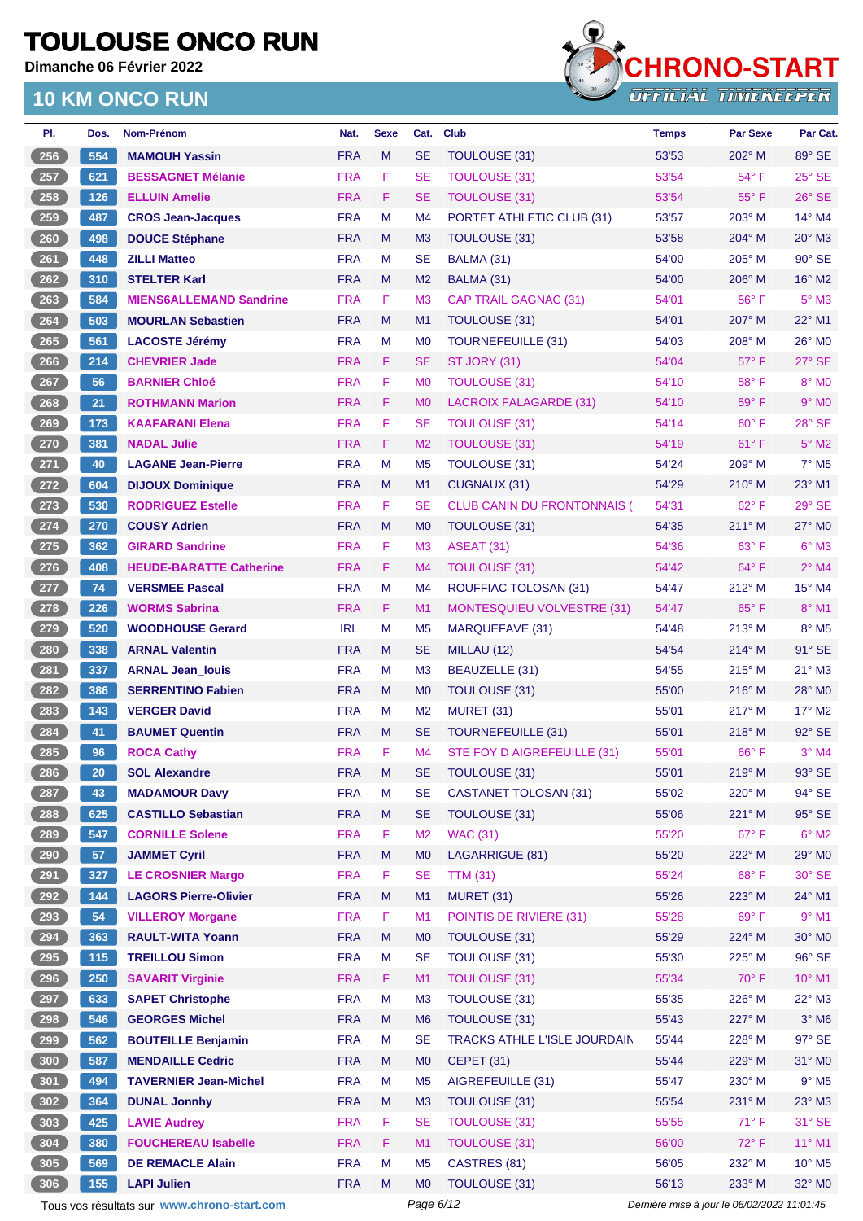# TOULOUSE ONCO RUN

Dimanche 06 Février 2022

## 10 KM ONCO RUN

| Pl. | Dos. | Nom-Prénom | Nat. | Sexe | Cat. | Club | Temps | Par Sexe | Par Cat. |
|---|---|---|---|---|---|---|---|---|---|
| 256 | 554 | MAMOUH Yassin | FRA | M | SE | TOULOUSE (31) | 53'53 | 202° M | 89° SE |
| 257 | 621 | BESSAGNET Mélanie | FRA | F | SE | TOULOUSE (31) | 53'54 | 54° F | 25° SE |
| 258 | 126 | ELLUIN Amelie | FRA | F | SE | TOULOUSE (31) | 53'54 | 55° F | 26° SE |
| 259 | 487 | CROS Jean-Jacques | FRA | M | M4 | PORTET ATHLETIC CLUB (31) | 53'57 | 203° M | 14° M4 |
| 260 | 498 | DOUCE Stéphane | FRA | M | M3 | TOULOUSE (31) | 53'58 | 204° M | 20° M3 |
| 261 | 448 | ZILLI Matteo | FRA | M | SE | BALMA (31) | 54'00 | 205° M | 90° SE |
| 262 | 310 | STELTER Karl | FRA | M | M2 | BALMA (31) | 54'00 | 206° M | 16° M2 |
| 263 | 584 | MIENS6ALLEMAND Sandrine | FRA | F | M3 | CAP TRAIL GAGNAC (31) | 54'01 | 56° F | 5° M3 |
| 264 | 503 | MOURLAN Sebastien | FRA | M | M1 | TOULOUSE (31) | 54'01 | 207° M | 22° M1 |
| 265 | 561 | LACOSTE Jérémy | FRA | M | M0 | TOURNEFEUILLE (31) | 54'03 | 208° M | 26° M0 |
| 266 | 214 | CHEVRIER Jade | FRA | F | SE | ST JORY (31) | 54'04 | 57° F | 27° SE |
| 267 | 56 | BARNIER Chloé | FRA | F | M0 | TOULOUSE (31) | 54'10 | 58° F | 8° M0 |
| 268 | 21 | ROTHMANN Marion | FRA | F | M0 | LACROIX FALAGARDE (31) | 54'10 | 59° F | 9° M0 |
| 269 | 173 | KAAFARANI Elena | FRA | F | SE | TOULOUSE (31) | 54'14 | 60° F | 28° SE |
| 270 | 381 | NADAL Julie | FRA | F | M2 | TOULOUSE (31) | 54'19 | 61° F | 5° M2 |
| 271 | 40 | LAGANE Jean-Pierre | FRA | M | M5 | TOULOUSE (31) | 54'24 | 209° M | 7° M5 |
| 272 | 604 | DIJOUX Dominique | FRA | M | M1 | CUGNAUX (31) | 54'29 | 210° M | 23° M1 |
| 273 | 530 | RODRIGUEZ Estelle | FRA | F | SE | CLUB CANIN DU FRONTONNAIS ( | 54'31 | 62° F | 29° SE |
| 274 | 270 | COUSY Adrien | FRA | M | M0 | TOULOUSE (31) | 54'35 | 211° M | 27° M0 |
| 275 | 362 | GIRARD Sandrine | FRA | F | M3 | ASEAT (31) | 54'36 | 63° F | 6° M3 |
| 276 | 408 | HEUDE-BARATTE Catherine | FRA | F | M4 | TOULOUSE (31) | 54'42 | 64° F | 2° M4 |
| 277 | 74 | VERSMEE Pascal | FRA | M | M4 | ROUFFIAC TOLOSAN (31) | 54'47 | 212° M | 15° M4 |
| 278 | 226 | WORMS Sabrina | FRA | F | M1 | MONTESQUIEU VOLVESTRE (31) | 54'47 | 65° F | 8° M1 |
| 279 | 520 | WOODHOUSE Gerard | IRL | M | M5 | MARQUEFAVE (31) | 54'48 | 213° M | 8° M5 |
| 280 | 338 | ARNAL Valentin | FRA | M | SE | MILLAU (12) | 54'54 | 214° M | 91° SE |
| 281 | 337 | ARNAL Jean_louis | FRA | M | M3 | BEAUZELLE (31) | 54'55 | 215° M | 21° M3 |
| 282 | 386 | SERRENTINO Fabien | FRA | M | M0 | TOULOUSE (31) | 55'00 | 216° M | 28° M0 |
| 283 | 143 | VERGER David | FRA | M | M2 | MURET (31) | 55'01 | 217° M | 17° M2 |
| 284 | 41 | BAUMET Quentin | FRA | M | SE | TOURNEFEUILLE (31) | 55'01 | 218° M | 92° SE |
| 285 | 96 | ROCA Cathy | FRA | F | M4 | STE FOY D AIGREFEUILLE (31) | 55'01 | 66° F | 3° M4 |
| 286 | 20 | SOL Alexandre | FRA | M | SE | TOULOUSE (31) | 55'01 | 219° M | 93° SE |
| 287 | 43 | MADAMOUR Davy | FRA | M | SE | CASTANET TOLOSAN (31) | 55'02 | 220° M | 94° SE |
| 288 | 625 | CASTILLO Sebastian | FRA | M | SE | TOULOUSE (31) | 55'06 | 221° M | 95° SE |
| 289 | 547 | CORNILLE Solene | FRA | F | M2 | WAC (31) | 55'20 | 67° F | 6° M2 |
| 290 | 57 | JAMMET Cyril | FRA | M | M0 | LAGARRIGUE (81) | 55'20 | 222° M | 29° M0 |
| 291 | 327 | LE CROSNIER Margo | FRA | F | SE | TTM (31) | 55'24 | 68° F | 30° SE |
| 292 | 144 | LAGORS Pierre-Olivier | FRA | M | M1 | MURET (31) | 55'26 | 223° M | 24° M1 |
| 293 | 54 | VILLEROY Morgane | FRA | F | M1 | POINTIS DE RIVIERE (31) | 55'28 | 69° F | 9° M1 |
| 294 | 363 | RAULT-WITA Yoann | FRA | M | M0 | TOULOUSE (31) | 55'29 | 224° M | 30° M0 |
| 295 | 115 | TREILLOU Simon | FRA | M | SE | TOULOUSE (31) | 55'30 | 225° M | 96° SE |
| 296 | 250 | SAVARIT Virginie | FRA | F | M1 | TOULOUSE (31) | 55'34 | 70° F | 10° M1 |
| 297 | 633 | SAPET Christophe | FRA | M | M3 | TOULOUSE (31) | 55'35 | 226° M | 22° M3 |
| 298 | 546 | GEORGES Michel | FRA | M | M6 | TOULOUSE (31) | 55'43 | 227° M | 3° M6 |
| 299 | 562 | BOUTEILLE Benjamin | FRA | M | SE | TRACKS ATHLE L'ISLE JOURDAIN | 55'44 | 228° M | 97° SE |
| 300 | 587 | MENDAILLE Cedric | FRA | M | M0 | CEPET (31) | 55'44 | 229° M | 31° M0 |
| 301 | 494 | TAVERNIER Jean-Michel | FRA | M | M5 | AIGREFEUILLE (31) | 55'47 | 230° M | 9° M5 |
| 302 | 364 | DUNAL Jonnhy | FRA | M | M3 | TOULOUSE (31) | 55'54 | 231° M | 23° M3 |
| 303 | 425 | LAVIE Audrey | FRA | F | SE | TOULOUSE (31) | 55'55 | 71° F | 31° SE |
| 304 | 380 | FOUCHEREAU Isabelle | FRA | F | M1 | TOULOUSE (31) | 56'00 | 72° F | 11° M1 |
| 305 | 569 | DE REMACLE Alain | FRA | M | M5 | CASTRES (81) | 56'05 | 232° M | 10° M5 |
| 306 | 155 | LAPI Julien | FRA | M | M0 | TOULOUSE (31) | 56'13 | 233° M | 32° M0 |

Tous vos résultats sur www.chrono-start.com

Dernière mise à jour le 06/02/2022 11:01:45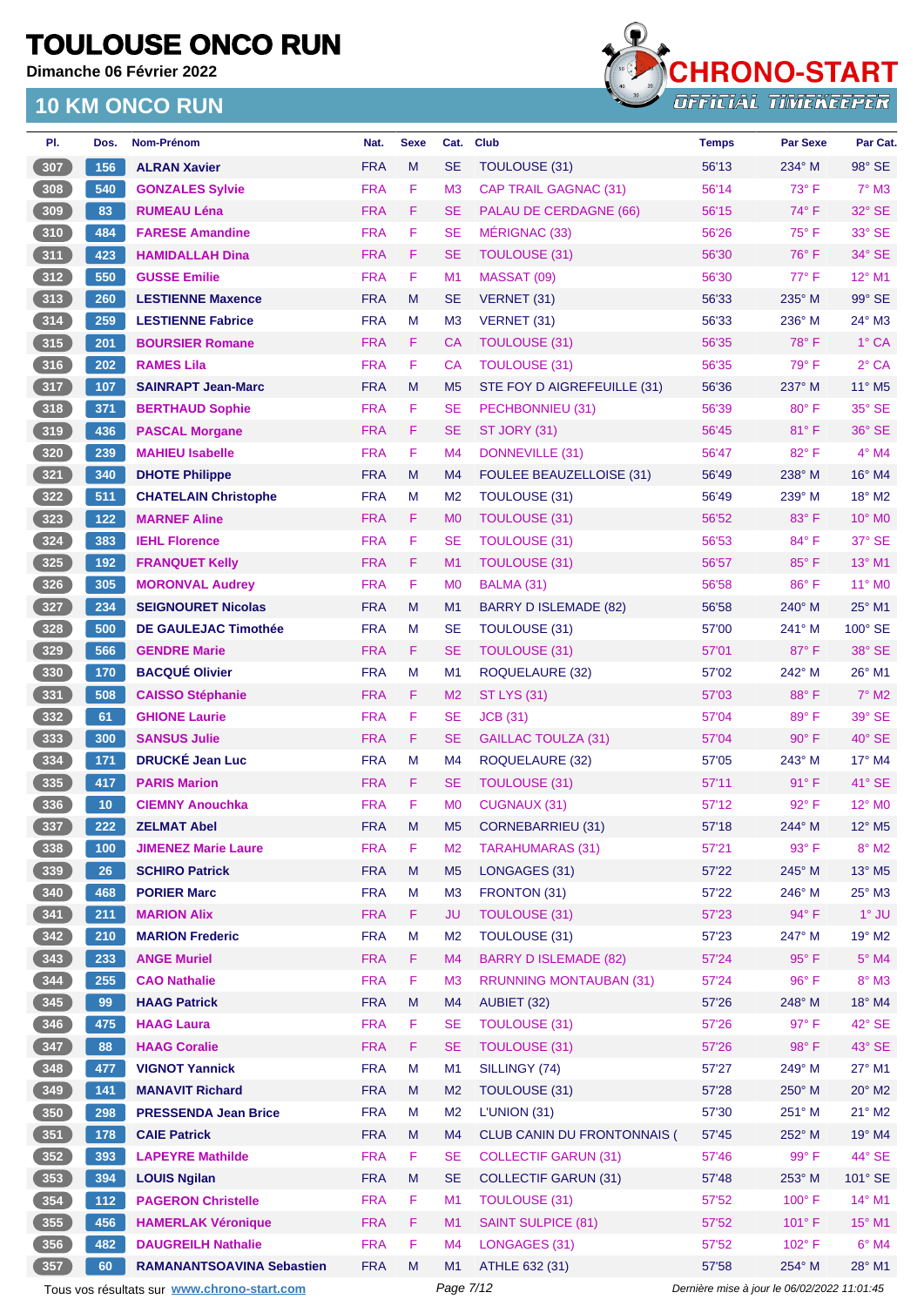# TOULOUSE ONCO RUN

**Dimanche 06 Février 2022**

## 10 KM ONCO RUN

| Pl. | Dos. | Nom-Prénom | Nat. | Sexe | Cat. | Club | Temps | Par Sexe | Par Cat. |
|---|---|---|---|---|---|---|---|---|---|
| 307 | 156 | ALRAN Xavier | FRA | M | SE | TOULOUSE (31) | 56'13 | 234° M | 98° SE |
| 308 | 540 | GONZALES Sylvie | FRA | F | M3 | CAP TRAIL GAGNAC (31) | 56'14 | 73° F | 7° M3 |
| 309 | 83 | RUMEAU Léna | FRA | F | SE | PALAU DE CERDAGNE (66) | 56'15 | 74° F | 32° SE |
| 310 | 484 | FARESE Amandine | FRA | F | SE | MÉRIGNAC (33) | 56'26 | 75° F | 33° SE |
| 311 | 423 | HAMIDALLAH Dina | FRA | F | SE | TOULOUSE (31) | 56'30 | 76° F | 34° SE |
| 312 | 550 | GUSSE Emilie | FRA | F | M1 | MASSAT (09) | 56'30 | 77° F | 12° M1 |
| 313 | 260 | LESTIENNE Maxence | FRA | M | SE | VERNET (31) | 56'33 | 235° M | 99° SE |
| 314 | 259 | LESTIENNE Fabrice | FRA | M | M3 | VERNET (31) | 56'33 | 236° M | 24° M3 |
| 315 | 201 | BOURSIER Romane | FRA | F | CA | TOULOUSE (31) | 56'35 | 78° F | 1° CA |
| 316 | 202 | RAMES Lila | FRA | F | CA | TOULOUSE (31) | 56'35 | 79° F | 2° CA |
| 317 | 107 | SAINRAPT Jean-Marc | FRA | M | M5 | STE FOY D AIGREFEUILLE (31) | 56'36 | 237° M | 11° M5 |
| 318 | 371 | BERTHAUD Sophie | FRA | F | SE | PECHBONNIEU (31) | 56'39 | 80° F | 35° SE |
| 319 | 436 | PASCAL Morgane | FRA | F | SE | ST JORY (31) | 56'45 | 81° F | 36° SE |
| 320 | 239 | MAHIEU Isabelle | FRA | F | M4 | DONNEVILLE (31) | 56'47 | 82° F | 4° M4 |
| 321 | 340 | DHOTE Philippe | FRA | M | M4 | FOULEE BEAUZELLOISE (31) | 56'49 | 238° M | 16° M4 |
| 322 | 511 | CHATELAIN Christophe | FRA | M | M2 | TOULOUSE (31) | 56'49 | 239° M | 18° M2 |
| 323 | 122 | MARNEF Aline | FRA | F | M0 | TOULOUSE (31) | 56'52 | 83° F | 10° M0 |
| 324 | 383 | IEHL Florence | FRA | F | SE | TOULOUSE (31) | 56'53 | 84° F | 37° SE |
| 325 | 192 | FRANQUET Kelly | FRA | F | M1 | TOULOUSE (31) | 56'57 | 85° F | 13° M1 |
| 326 | 305 | MORONVAL Audrey | FRA | F | M0 | BALMA (31) | 56'58 | 86° F | 11° M0 |
| 327 | 234 | SEIGNOURET Nicolas | FRA | M | M1 | BARRY D ISLEMADE (82) | 56'58 | 240° M | 25° M1 |
| 328 | 500 | DE GAULEJAC Timothée | FRA | M | SE | TOULOUSE (31) | 57'00 | 241° M | 100° SE |
| 329 | 566 | GENDRE Marie | FRA | F | SE | TOULOUSE (31) | 57'01 | 87° F | 38° SE |
| 330 | 170 | BACQUÉ Olivier | FRA | M | M1 | ROQUELAURE (32) | 57'02 | 242° M | 26° M1 |
| 331 | 508 | CAISSO Stéphanie | FRA | F | M2 | ST LYS (31) | 57'03 | 88° F | 7° M2 |
| 332 | 61 | GHIONE Laurie | FRA | F | SE | JCB (31) | 57'04 | 89° F | 39° SE |
| 333 | 300 | SANSUS Julie | FRA | F | SE | GAILLAC TOULZA (31) | 57'04 | 90° F | 40° SE |
| 334 | 171 | DRUCKÉ Jean Luc | FRA | M | M4 | ROQUELAURE (32) | 57'05 | 243° M | 17° M4 |
| 335 | 417 | PARIS Marion | FRA | F | SE | TOULOUSE (31) | 57'11 | 91° F | 41° SE |
| 336 | 10 | CIEMNY Anouchka | FRA | F | M0 | CUGNAUX (31) | 57'12 | 92° F | 12° M0 |
| 337 | 222 | ZELMAT Abel | FRA | M | M5 | CORNEBARRIEU (31) | 57'18 | 244° M | 12° M5 |
| 338 | 100 | JIMENEZ Marie Laure | FRA | F | M2 | TARAHUMARAS (31) | 57'21 | 93° F | 8° M2 |
| 339 | 26 | SCHIRO Patrick | FRA | M | M5 | LONGAGES (31) | 57'22 | 245° M | 13° M5 |
| 340 | 468 | PORIER Marc | FRA | M | M3 | FRONTON (31) | 57'22 | 246° M | 25° M3 |
| 341 | 211 | MARION Alix | FRA | F | JU | TOULOUSE (31) | 57'23 | 94° F | 1° JU |
| 342 | 210 | MARION Frederic | FRA | M | M2 | TOULOUSE (31) | 57'23 | 247° M | 19° M2 |
| 343 | 233 | ANGE Muriel | FRA | F | M4 | BARRY D ISLEMADE (82) | 57'24 | 95° F | 5° M4 |
| 344 | 255 | CAO Nathalie | FRA | F | M3 | RRUNNING MONTAUBAN (31) | 57'24 | 96° F | 8° M3 |
| 345 | 99 | HAAG Patrick | FRA | M | M4 | AUBIET (32) | 57'26 | 248° M | 18° M4 |
| 346 | 475 | HAAG Laura | FRA | F | SE | TOULOUSE (31) | 57'26 | 97° F | 42° SE |
| 347 | 88 | HAAG Coralie | FRA | F | SE | TOULOUSE (31) | 57'26 | 98° F | 43° SE |
| 348 | 477 | VIGNOT Yannick | FRA | M | M1 | SILLINGY (74) | 57'27 | 249° M | 27° M1 |
| 349 | 141 | MANAVIT Richard | FRA | M | M2 | TOULOUSE (31) | 57'28 | 250° M | 20° M2 |
| 350 | 298 | PRESSENDA Jean Brice | FRA | M | M2 | L'UNION (31) | 57'30 | 251° M | 21° M2 |
| 351 | 178 | CAIE Patrick | FRA | M | M4 | CLUB CANIN DU FRONTONNAIS ( | 57'45 | 252° M | 19° M4 |
| 352 | 393 | LAPEYRE Mathilde | FRA | F | SE | COLLECTIF GARUN (31) | 57'46 | 99° F | 44° SE |
| 353 | 394 | LOUIS Ngilan | FRA | M | SE | COLLECTIF GARUN (31) | 57'48 | 253° M | 101° SE |
| 354 | 112 | PAGERON Christelle | FRA | F | M1 | TOULOUSE (31) | 57'52 | 100° F | 14° M1 |
| 355 | 456 | HAMERLAK Véronique | FRA | F | M1 | SAINT SULPICE (81) | 57'52 | 101° F | 15° M1 |
| 356 | 482 | DAUGREILH Nathalie | FRA | F | M4 | LONGAGES (31) | 57'52 | 102° F | 6° M4 |
| 357 | 60 | RAMANANTSOAVINA Sebastien | FRA | M | M1 | ATHLE 632 (31) | 57'58 | 254° M | 28° M1 |

Tous vos résultats sur www.chrono-start.com

Dernière mise à jour le 06/02/2022 11:01:45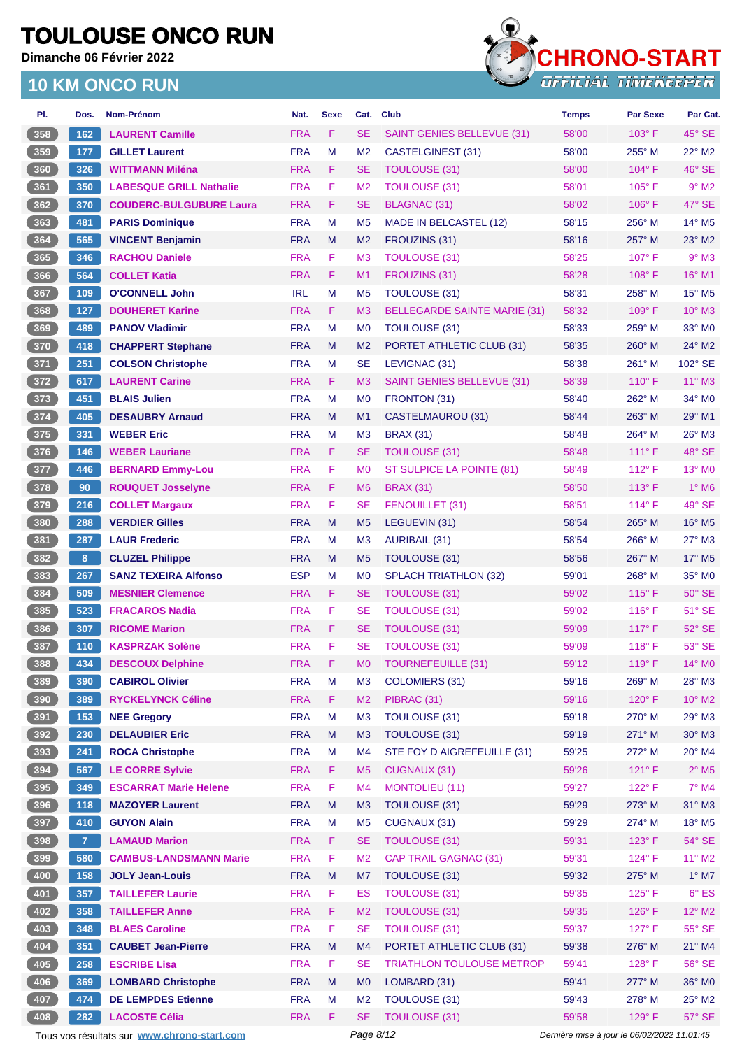# TOULOUSE ONCO RUN

Dimanche 06 Février 2022

## 10 KM ONCO RUN

| Pl. | Dos. | Nom-Prénom | Nat. | Sexe | Cat. | Club | Temps | Par Sexe | Par Cat. |
|---|---|---|---|---|---|---|---|---|---|
| 358 | 162 | LAURENT Camille | FRA | F | SE | SAINT GENIES BELLEVUE (31) | 58'00 | 103° F | 45° SE |
| 359 | 177 | GILLET Laurent | FRA | M | M2 | CASTELGINEST (31) | 58'00 | 255° M | 22° M2 |
| 360 | 326 | WITTMANN Miléna | FRA | F | SE | TOULOUSE (31) | 58'00 | 104° F | 46° SE |
| 361 | 350 | LABESQUE GRILL Nathalie | FRA | F | M2 | TOULOUSE (31) | 58'01 | 105° F | 9° M2 |
| 362 | 370 | COUDERC-BULGUBURE Laura | FRA | F | SE | BLAGNAC (31) | 58'02 | 106° F | 47° SE |
| 363 | 481 | PARIS Dominique | FRA | M | M5 | MADE IN BELCASTEL (12) | 58'15 | 256° M | 14° M5 |
| 364 | 565 | VINCENT Benjamin | FRA | M | M2 | FROUZINS (31) | 58'16 | 257° M | 23° M2 |
| 365 | 346 | RACHOU Daniele | FRA | F | M3 | TOULOUSE (31) | 58'25 | 107° F | 9° M3 |
| 366 | 564 | COLLET Katia | FRA | F | M1 | FROUZINS (31) | 58'28 | 108° F | 16° M1 |
| 367 | 109 | O'CONNELL John | IRL | M | M5 | TOULOUSE (31) | 58'31 | 258° M | 15° M5 |
| 368 | 127 | DOUHERET Karine | FRA | F | M3 | BELLEGARDE SAINTE MARIE (31) | 58'32 | 109° F | 10° M3 |
| 369 | 489 | PANOV Vladimir | FRA | M | M0 | TOULOUSE (31) | 58'33 | 259° M | 33° M0 |
| 370 | 418 | CHAPPERT Stephane | FRA | M | M2 | PORTET ATHLETIC CLUB (31) | 58'35 | 260° M | 24° M2 |
| 371 | 251 | COLSON Christophe | FRA | M | SE | LEVIGNAC (31) | 58'38 | 261° M | 102° SE |
| 372 | 617 | LAURENT Carine | FRA | F | M3 | SAINT GENIES BELLEVUE (31) | 58'39 | 110° F | 11° M3 |
| 373 | 451 | BLAIS Julien | FRA | M | M0 | FRONTON (31) | 58'40 | 262° M | 34° M0 |
| 374 | 405 | DESAUBRY Arnaud | FRA | M | M1 | CASTELMAUROU (31) | 58'44 | 263° M | 29° M1 |
| 375 | 331 | WEBER Eric | FRA | M | M3 | BRAX (31) | 58'48 | 264° M | 26° M3 |
| 376 | 146 | WEBER Lauriane | FRA | F | SE | TOULOUSE (31) | 58'48 | 111° F | 48° SE |
| 377 | 446 | BERNARD Emmy-Lou | FRA | F | M0 | ST SULPICE LA POINTE (81) | 58'49 | 112° F | 13° M0 |
| 378 | 90 | ROUQUET Josselyne | FRA | F | M6 | BRAX (31) | 58'50 | 113° F | 1° M6 |
| 379 | 216 | COLLET Margaux | FRA | F | SE | FENOUILLET (31) | 58'51 | 114° F | 49° SE |
| 380 | 288 | VERDIER Gilles | FRA | M | M5 | LEGUEVIN (31) | 58'54 | 265° M | 16° M5 |
| 381 | 287 | LAUR Frederic | FRA | M | M3 | AURIBAIL (31) | 58'54 | 266° M | 27° M3 |
| 382 | 8 | CLUZEL Philippe | FRA | M | M5 | TOULOUSE (31) | 58'56 | 267° M | 17° M5 |
| 383 | 267 | SANZ TEXEIRA Alfonso | ESP | M | M0 | SPLACH TRIATHLON (32) | 59'01 | 268° M | 35° M0 |
| 384 | 509 | MESNIER Clemence | FRA | F | SE | TOULOUSE (31) | 59'02 | 115° F | 50° SE |
| 385 | 523 | FRACAROS Nadia | FRA | F | SE | TOULOUSE (31) | 59'02 | 116° F | 51° SE |
| 386 | 307 | RICOME Marion | FRA | F | SE | TOULOUSE (31) | 59'09 | 117° F | 52° SE |
| 387 | 110 | KASPRZAK Solène | FRA | F | SE | TOULOUSE (31) | 59'09 | 118° F | 53° SE |
| 388 | 434 | DESCOUX Delphine | FRA | F | M0 | TOURNEFEUILLE (31) | 59'12 | 119° F | 14° M0 |
| 389 | 390 | CABIROL Olivier | FRA | M | M3 | COLOMIERS (31) | 59'16 | 269° M | 28° M3 |
| 390 | 389 | RYCKELYNCK Céline | FRA | F | M2 | PIBRAC (31) | 59'16 | 120° F | 10° M2 |
| 391 | 153 | NEE Gregory | FRA | M | M3 | TOULOUSE (31) | 59'18 | 270° M | 29° M3 |
| 392 | 230 | DELAUBIER Eric | FRA | M | M3 | TOULOUSE (31) | 59'19 | 271° M | 30° M3 |
| 393 | 241 | ROCA Christophe | FRA | M | M4 | STE FOY D AIGREFEUILLE (31) | 59'25 | 272° M | 20° M4 |
| 394 | 567 | LE CORRE Sylvie | FRA | F | M5 | CUGNAUX (31) | 59'26 | 121° F | 2° M5 |
| 395 | 349 | ESCARRAT Marie Helene | FRA | F | M4 | MONTOLIEU (11) | 59'27 | 122° F | 7° M4 |
| 396 | 118 | MAZOYER Laurent | FRA | M | M3 | TOULOUSE (31) | 59'29 | 273° M | 31° M3 |
| 397 | 410 | GUYON Alain | FRA | M | M5 | CUGNAUX (31) | 59'29 | 274° M | 18° M5 |
| 398 | 7 | LAMAUD Marion | FRA | F | SE | TOULOUSE (31) | 59'31 | 123° F | 54° SE |
| 399 | 580 | CAMBUS-LANDSMANN Marie | FRA | F | M2 | CAP TRAIL GAGNAC (31) | 59'31 | 124° F | 11° M2 |
| 400 | 158 | JOLY Jean-Louis | FRA | M | M7 | TOULOUSE (31) | 59'32 | 275° M | 1° M7 |
| 401 | 357 | TAILLEFER Laurie | FRA | F | ES | TOULOUSE (31) | 59'35 | 125° F | 6° ES |
| 402 | 358 | TAILLEFER Anne | FRA | F | M2 | TOULOUSE (31) | 59'35 | 126° F | 12° M2 |
| 403 | 348 | BLAES Caroline | FRA | F | SE | TOULOUSE (31) | 59'37 | 127° F | 55° SE |
| 404 | 351 | CAUBET Jean-Pierre | FRA | M | M4 | PORTET ATHLETIC CLUB (31) | 59'38 | 276° M | 21° M4 |
| 405 | 258 | ESCRIBE Lisa | FRA | F | SE | TRIATHLON TOULOUSE METROP | 59'41 | 128° F | 56° SE |
| 406 | 369 | LOMBARD Christophe | FRA | M | M0 | LOMBARD (31) | 59'41 | 277° M | 36° M0 |
| 407 | 474 | DE LEMPDES Etienne | FRA | M | M2 | TOULOUSE (31) | 59'43 | 278° M | 25° M2 |
| 408 | 282 | LACOSTE Célia | FRA | F | SE | TOULOUSE (31) | 59'58 | 129° F | 57° SE |

Tous vos résultats sur www.chrono-start.com — Dernière mise à jour le 06/02/2022 11:01:45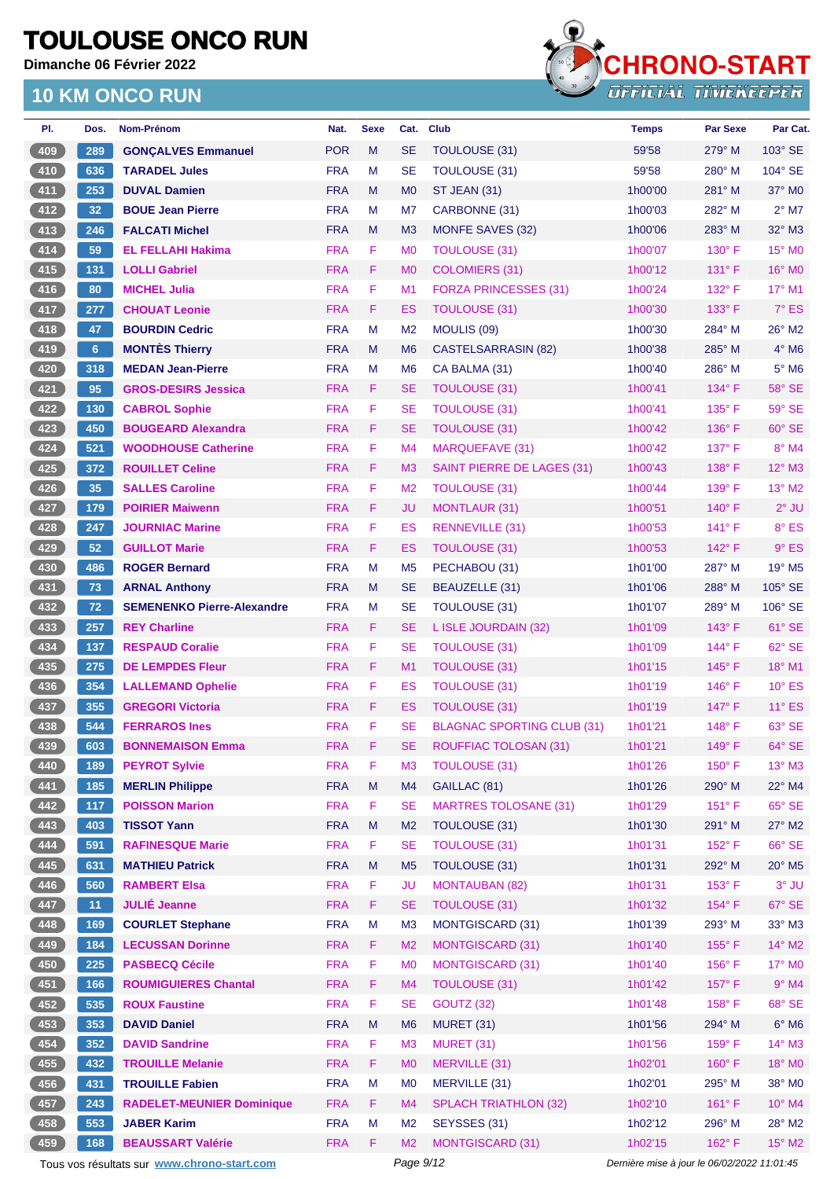# TOULOUSE ONCO RUN

**Dimanche 06 Février 2022**

## 10 KM ONCO RUN

| Pl. | Dos. | Nom-Prénom | Nat. | Sexe | Cat. | Club | Temps | Par Sexe | Par Cat. |
|---|---|---|---|---|---|---|---|---|---|
| 409 | 289 | **GONÇALVES Emmanuel** | POR | M | SE | TOULOUSE (31) | 59'58 | 279° M | 103° SE |
| 410 | 636 | **TARADEL Jules** | FRA | M | SE | TOULOUSE (31) | 59'58 | 280° M | 104° SE |
| 411 | 253 | **DUVAL Damien** | FRA | M | M0 | ST JEAN (31) | 1h00'00 | 281° M | 37° M0 |
| 412 | 32 | **BOUE Jean Pierre** | FRA | M | M7 | CARBONNE (31) | 1h00'03 | 282° M | 2° M7 |
| 413 | 246 | **FALCATI Michel** | FRA | M | M3 | MONFE SAVES (32) | 1h00'06 | 283° M | 32° M3 |
| 414 | 59 | **EL FELLAHI Hakima** | FRA | F | M0 | TOULOUSE (31) | 1h00'07 | 130° F | 15° M0 |
| 415 | 131 | **LOLLI Gabriel** | FRA | F | M0 | COLOMIERS (31) | 1h00'12 | 131° F | 16° M0 |
| 416 | 80 | **MICHEL Julia** | FRA | F | M1 | FORZA PRINCESSES (31) | 1h00'24 | 132° F | 17° M1 |
| 417 | 277 | **CHOUAT Leonie** | FRA | F | ES | TOULOUSE (31) | 1h00'30 | 133° F | 7° ES |
| 418 | 47 | **BOURDIN Cedric** | FRA | M | M2 | MOULIS (09) | 1h00'30 | 284° M | 26° M2 |
| 419 | 6 | **MONTÈS Thierry** | FRA | M | M6 | CASTELSARRASIN (82) | 1h00'38 | 285° M | 4° M6 |
| 420 | 318 | **MEDAN Jean-Pierre** | FRA | M | M6 | CA BALMA (31) | 1h00'40 | 286° M | 5° M6 |
| 421 | 95 | **GROS-DESIRS Jessica** | FRA | F | SE | TOULOUSE (31) | 1h00'41 | 134° F | 58° SE |
| 422 | 130 | **CABROL Sophie** | FRA | F | SE | TOULOUSE (31) | 1h00'41 | 135° F | 59° SE |
| 423 | 450 | **BOUGEARD Alexandra** | FRA | F | SE | TOULOUSE (31) | 1h00'42 | 136° F | 60° SE |
| 424 | 521 | **WOODHOUSE Catherine** | FRA | F | M4 | MARQUEFAVE (31) | 1h00'42 | 137° F | 8° M4 |
| 425 | 372 | **ROUILLET Celine** | FRA | F | M3 | SAINT PIERRE DE LAGES (31) | 1h00'43 | 138° F | 12° M3 |
| 426 | 35 | **SALLES Caroline** | FRA | F | M2 | TOULOUSE (31) | 1h00'44 | 139° F | 13° M2 |
| 427 | 179 | **POIRIER Maiwenn** | FRA | F | JU | MONTLAUR (31) | 1h00'51 | 140° F | 2° JU |
| 428 | 247 | **JOURNIAC Marine** | FRA | F | ES | RENNEVILLE (31) | 1h00'53 | 141° F | 8° ES |
| 429 | 52 | **GUILLOT Marie** | FRA | F | ES | TOULOUSE (31) | 1h00'53 | 142° F | 9° ES |
| 430 | 486 | **ROGER Bernard** | FRA | M | M5 | PECHABOU (31) | 1h01'00 | 287° M | 19° M5 |
| 431 | 73 | **ARNAL Anthony** | FRA | M | SE | BEAUZELLE (31) | 1h01'06 | 288° M | 105° SE |
| 432 | 72 | **SEMENENKO Pierre-Alexandre** | FRA | M | SE | TOULOUSE (31) | 1h01'07 | 289° M | 106° SE |
| 433 | 257 | **REY Charline** | FRA | F | SE | L ISLE JOURDAIN (32) | 1h01'09 | 143° F | 61° SE |
| 434 | 137 | **RESPAUD Coralie** | FRA | F | SE | TOULOUSE (31) | 1h01'09 | 144° F | 62° SE |
| 435 | 275 | **DE LEMPDES Fleur** | FRA | F | M1 | TOULOUSE (31) | 1h01'15 | 145° F | 18° M1 |
| 436 | 354 | **LALLEMAND Ophelie** | FRA | F | ES | TOULOUSE (31) | 1h01'19 | 146° F | 10° ES |
| 437 | 355 | **GREGORI Victoria** | FRA | F | ES | TOULOUSE (31) | 1h01'19 | 147° F | 11° ES |
| 438 | 544 | **FERRAROS Ines** | FRA | F | SE | BLAGNAC SPORTING CLUB (31) | 1h01'21 | 148° F | 63° SE |
| 439 | 603 | **BONNEMAISON Emma** | FRA | F | SE | ROUFFIAC TOLOSAN (31) | 1h01'21 | 149° F | 64° SE |
| 440 | 189 | **PEYROT Sylvie** | FRA | F | M3 | TOULOUSE (31) | 1h01'26 | 150° F | 13° M3 |
| 441 | 185 | **MERLIN Philippe** | FRA | M | M4 | GAILLAC (81) | 1h01'26 | 290° M | 22° M4 |
| 442 | 117 | **POISSON Marion** | FRA | F | SE | MARTRES TOLOSANE (31) | 1h01'29 | 151° F | 65° SE |
| 443 | 403 | **TISSOT Yann** | FRA | M | M2 | TOULOUSE (31) | 1h01'30 | 291° M | 27° M2 |
| 444 | 591 | **RAFINESQUE Marie** | FRA | F | SE | TOULOUSE (31) | 1h01'31 | 152° F | 66° SE |
| 445 | 631 | **MATHIEU Patrick** | FRA | M | M5 | TOULOUSE (31) | 1h01'31 | 292° M | 20° M5 |
| 446 | 560 | **RAMBERT Elsa** | FRA | F | JU | MONTAUBAN (82) | 1h01'31 | 153° F | 3° JU |
| 447 | 11 | **JULIÉ Jeanne** | FRA | F | SE | TOULOUSE (31) | 1h01'32 | 154° F | 67° SE |
| 448 | 169 | **COURLET Stephane** | FRA | M | M3 | MONTGISCARD (31) | 1h01'39 | 293° M | 33° M3 |
| 449 | 184 | **LECUSSAN Dorinne** | FRA | F | M2 | MONTGISCARD (31) | 1h01'40 | 155° F | 14° M2 |
| 450 | 225 | **PASBECQ Cécile** | FRA | F | M0 | MONTGISCARD (31) | 1h01'40 | 156° F | 17° M0 |
| 451 | 166 | **ROUMIGUIERES Chantal** | FRA | F | M4 | TOULOUSE (31) | 1h01'42 | 157° F | 9° M4 |
| 452 | 535 | **ROUX Faustine** | FRA | F | SE | GOUTZ (32) | 1h01'48 | 158° F | 68° SE |
| 453 | 353 | **DAVID Daniel** | FRA | M | M6 | MURET (31) | 1h01'56 | 294° M | 6° M6 |
| 454 | 352 | **DAVID Sandrine** | FRA | F | M3 | MURET (31) | 1h01'56 | 159° F | 14° M3 |
| 455 | 432 | **TROUILLE Melanie** | FRA | F | M0 | MERVILLE (31) | 1h02'01 | 160° F | 18° M0 |
| 456 | 431 | **TROUILLE Fabien** | FRA | M | M0 | MERVILLE (31) | 1h02'01 | 295° M | 38° M0 |
| 457 | 243 | **RADELET-MEUNIER Dominique** | FRA | F | M4 | SPLACH TRIATHLON (32) | 1h02'10 | 161° F | 10° M4 |
| 458 | 553 | **JABER Karim** | FRA | M | M2 | SEYSSES (31) | 1h02'12 | 296° M | 28° M2 |
| 459 | 168 | **BEAUSSART Valérie** | FRA | F | M2 | MONTGISCARD (31) | 1h02'15 | 162° F | 15° M2 |

Tous vos résultats sur www.chrono-start.com

*Dernière mise à jour le 06/02/2022 11:01:45*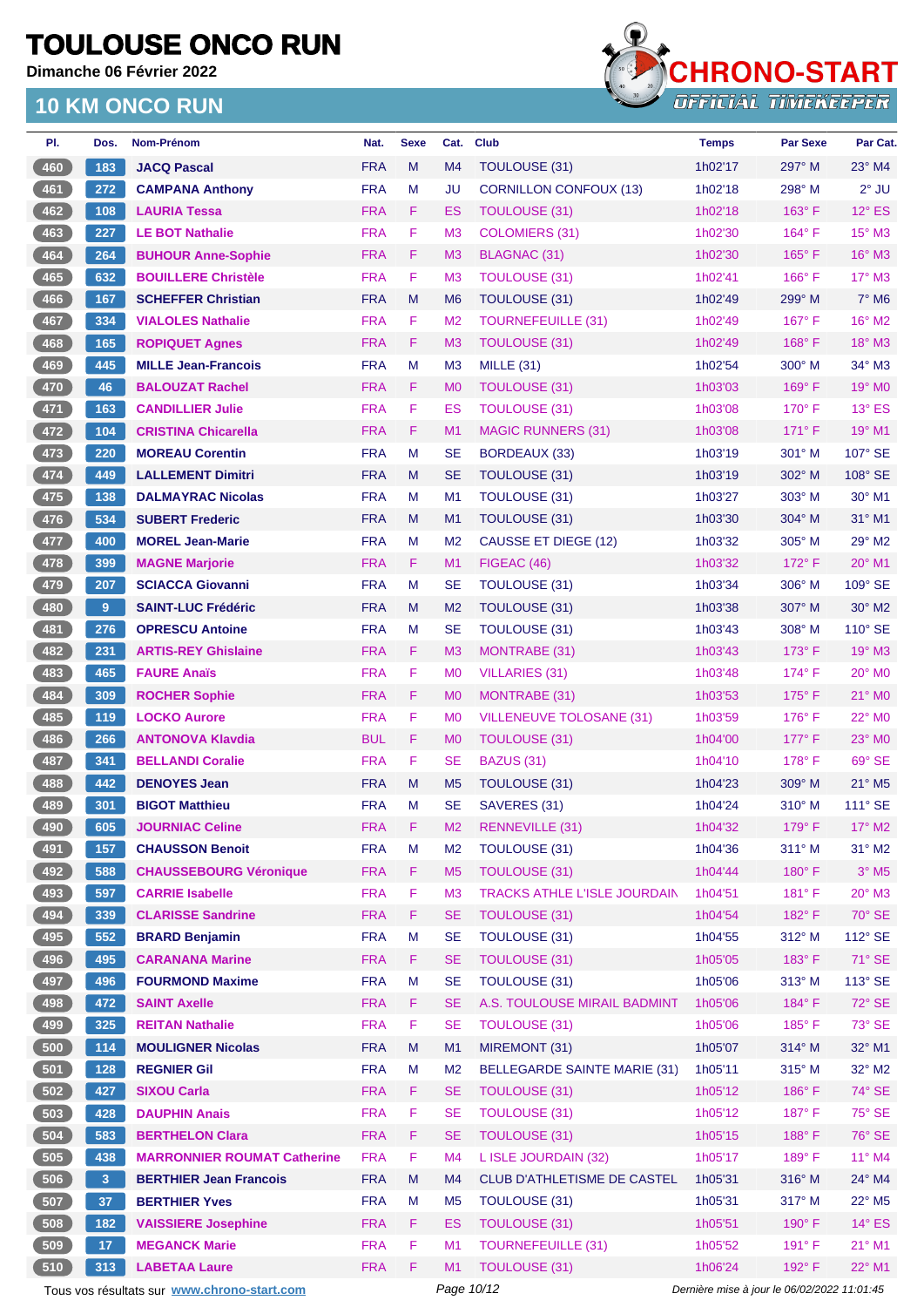# TOULOUSE ONCO RUN

**Dimanche 06 Février 2022**

## 10 KM ONCO RUN

| Pl. | Dos. | Nom-Prénom | Nat. | Sexe | Cat. | Club | Temps | Par Sexe | Par Cat. |
|---|---|---|---|---|---|---|---|---|---|
| 460 | 183 | JACQ Pascal | FRA | M | M4 | TOULOUSE (31) | 1h02'17 | 297° M | 23° M4 |
| 461 | 272 | CAMPANA Anthony | FRA | M | JU | CORNILLON CONFOUX (13) | 1h02'18 | 298° M | 2° JU |
| 462 | 108 | LAURIA Tessa | FRA | F | ES | TOULOUSE (31) | 1h02'18 | 163° F | 12° ES |
| 463 | 227 | LE BOT Nathalie | FRA | F | M3 | COLOMIERS (31) | 1h02'30 | 164° F | 15° M3 |
| 464 | 264 | BUHOUR Anne-Sophie | FRA | F | M3 | BLAGNAC (31) | 1h02'30 | 165° F | 16° M3 |
| 465 | 632 | BOUILLERE Christèle | FRA | F | M3 | TOULOUSE (31) | 1h02'41 | 166° F | 17° M3 |
| 466 | 167 | SCHEFFER Christian | FRA | M | M6 | TOULOUSE (31) | 1h02'49 | 299° M | 7° M6 |
| 467 | 334 | VIALOLES Nathalie | FRA | F | M2 | TOURNEFEUILLE (31) | 1h02'49 | 167° F | 16° M2 |
| 468 | 165 | ROPIQUET Agnes | FRA | F | M3 | TOULOUSE (31) | 1h02'49 | 168° F | 18° M3 |
| 469 | 445 | MILLE Jean-Francois | FRA | M | M3 | MILLE (31) | 1h02'54 | 300° M | 34° M3 |
| 470 | 46 | BALOUZAT Rachel | FRA | F | M0 | TOULOUSE (31) | 1h03'03 | 169° F | 19° M0 |
| 471 | 163 | CANDILLIER Julie | FRA | F | ES | TOULOUSE (31) | 1h03'08 | 170° F | 13° ES |
| 472 | 104 | CRISTINA Chicarella | FRA | F | M1 | MAGIC RUNNERS (31) | 1h03'08 | 171° F | 19° M1 |
| 473 | 220 | MOREAU Corentin | FRA | M | SE | BORDEAUX (33) | 1h03'19 | 301° M | 107° SE |
| 474 | 449 | LALLEMENT Dimitri | FRA | M | SE | TOULOUSE (31) | 1h03'19 | 302° M | 108° SE |
| 475 | 138 | DALMAYRAC Nicolas | FRA | M | M1 | TOULOUSE (31) | 1h03'27 | 303° M | 30° M1 |
| 476 | 534 | SUBERT Frederic | FRA | M | M1 | TOULOUSE (31) | 1h03'30 | 304° M | 31° M1 |
| 477 | 400 | MOREL Jean-Marie | FRA | M | M2 | CAUSSE ET DIEGE (12) | 1h03'32 | 305° M | 29° M2 |
| 478 | 399 | MAGNE Marjorie | FRA | F | M1 | FIGEAC (46) | 1h03'32 | 172° F | 20° M1 |
| 479 | 207 | SCIACCA Giovanni | FRA | M | SE | TOULOUSE (31) | 1h03'34 | 306° M | 109° SE |
| 480 | 9 | SAINT-LUC Frédéric | FRA | M | M2 | TOULOUSE (31) | 1h03'38 | 307° M | 30° M2 |
| 481 | 276 | OPRESCU Antoine | FRA | M | SE | TOULOUSE (31) | 1h03'43 | 308° M | 110° SE |
| 482 | 231 | ARTIS-REY Ghislaine | FRA | F | M3 | MONTRABE (31) | 1h03'43 | 173° F | 19° M3 |
| 483 | 465 | FAURE Anaïs | FRA | F | M0 | VILLARIES (31) | 1h03'48 | 174° F | 20° M0 |
| 484 | 309 | ROCHER Sophie | FRA | F | M0 | MONTRABE (31) | 1h03'53 | 175° F | 21° M0 |
| 485 | 119 | LOCKO Aurore | FRA | F | M0 | VILLENEUVE TOLOSANE (31) | 1h03'59 | 176° F | 22° M0 |
| 486 | 266 | ANTONOVA Klavdia | BUL | F | M0 | TOULOUSE (31) | 1h04'00 | 177° F | 23° M0 |
| 487 | 341 | BELLANDI Coralie | FRA | F | SE | BAZUS (31) | 1h04'10 | 178° F | 69° SE |
| 488 | 442 | DENOYES Jean | FRA | M | M5 | TOULOUSE (31) | 1h04'23 | 309° M | 21° M5 |
| 489 | 301 | BIGOT Matthieu | FRA | M | SE | SAVERES (31) | 1h04'24 | 310° M | 111° SE |
| 490 | 605 | JOURNIAC Celine | FRA | F | M2 | RENNEVILLE (31) | 1h04'32 | 179° F | 17° M2 |
| 491 | 157 | CHAUSSON Benoit | FRA | M | M2 | TOULOUSE (31) | 1h04'36 | 311° M | 31° M2 |
| 492 | 588 | CHAUSSEBOURG Véronique | FRA | F | M5 | TOULOUSE (31) | 1h04'44 | 180° F | 3° M5 |
| 493 | 597 | CARRIE Isabelle | FRA | F | M3 | TRACKS ATHLE L'ISLE JOURDAIN | 1h04'51 | 181° F | 20° M3 |
| 494 | 339 | CLARISSE Sandrine | FRA | F | SE | TOULOUSE (31) | 1h04'54 | 182° F | 70° SE |
| 495 | 552 | BRARD Benjamin | FRA | M | SE | TOULOUSE (31) | 1h04'55 | 312° M | 112° SE |
| 496 | 495 | CARANANA Marine | FRA | F | SE | TOULOUSE (31) | 1h05'05 | 183° F | 71° SE |
| 497 | 496 | FOURMOND Maxime | FRA | M | SE | TOULOUSE (31) | 1h05'06 | 313° M | 113° SE |
| 498 | 472 | SAINT Axelle | FRA | F | SE | A.S. TOULOUSE MIRAIL BADMINT | 1h05'06 | 184° F | 72° SE |
| 499 | 325 | REITAN Nathalie | FRA | F | SE | TOULOUSE (31) | 1h05'06 | 185° F | 73° SE |
| 500 | 114 | MOULIGNER Nicolas | FRA | M | M1 | MIREMONT (31) | 1h05'07 | 314° M | 32° M1 |
| 501 | 128 | REGNIER Gil | FRA | M | M2 | BELLEGARDE SAINTE MARIE (31) | 1h05'11 | 315° M | 32° M2 |
| 502 | 427 | SIXOU Carla | FRA | F | SE | TOULOUSE (31) | 1h05'12 | 186° F | 74° SE |
| 503 | 428 | DAUPHIN Anais | FRA | F | SE | TOULOUSE (31) | 1h05'12 | 187° F | 75° SE |
| 504 | 583 | BERTHELON Clara | FRA | F | SE | TOULOUSE (31) | 1h05'15 | 188° F | 76° SE |
| 505 | 438 | MARRONNIER ROUMAT Catherine | FRA | F | M4 | L ISLE JOURDAIN (32) | 1h05'17 | 189° F | 11° M4 |
| 506 | 3 | BERTHIER Jean Francois | FRA | M | M4 | CLUB D'ATHLETISME DE CASTEL | 1h05'31 | 316° M | 24° M4 |
| 507 | 37 | BERTHIER Yves | FRA | M | M5 | TOULOUSE (31) | 1h05'31 | 317° M | 22° M5 |
| 508 | 182 | VAISSIERE Josephine | FRA | F | ES | TOULOUSE (31) | 1h05'51 | 190° F | 14° ES |
| 509 | 17 | MEGANCK Marie | FRA | F | M1 | TOURNEFEUILLE (31) | 1h05'52 | 191° F | 21° M1 |
| 510 | 313 | LABETAA Laure | FRA | F | M1 | TOULOUSE (31) | 1h06'24 | 192° F | 22° M1 |

Tous vos résultats sur www.chrono-start.com — Dernière mise à jour le 06/02/2022 11:01:45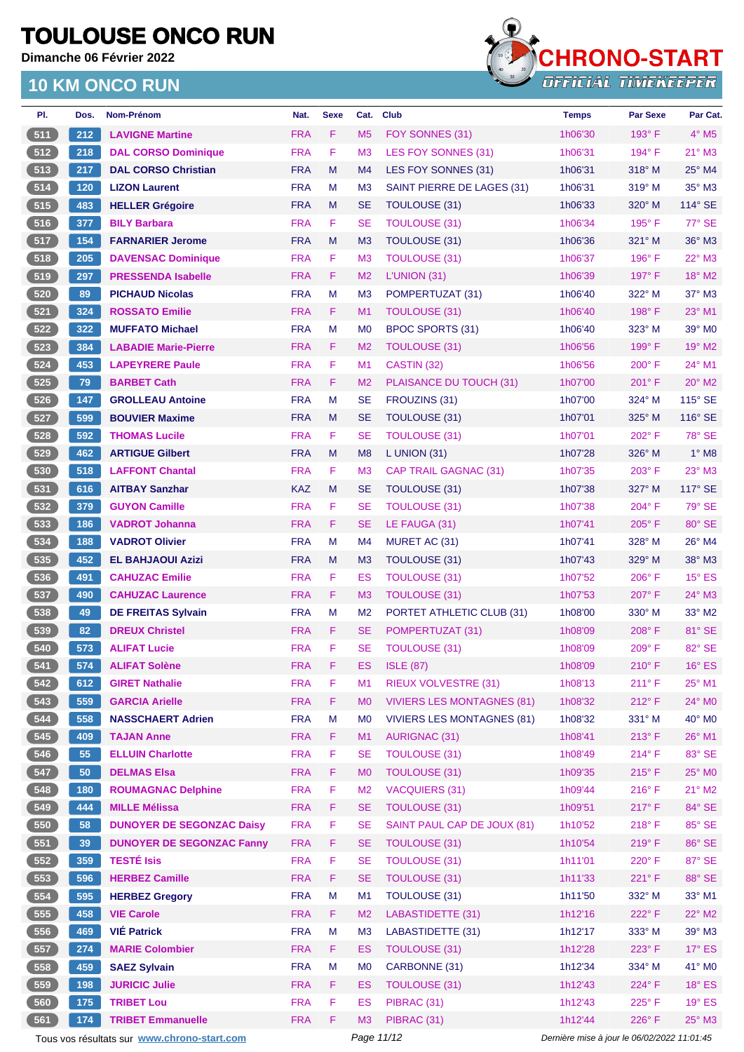# TOULOUSE ONCO RUN

Dimanche 06 Février 2022

## 10 KM ONCO RUN

CHRONO-START
OFFICIAL TIMEKEEPER

| Pl. | Dos. | Nom-Prénom | Nat. | Sexe | Cat. | Club | Temps | Par Sexe | Par Cat. |
|---|---|---|---|---|---|---|---|---|---|
| 511 | 212 | LAVIGNE Martine | FRA | F | M5 | FOY SONNES (31) | 1h06'30 | 193° F | 4° M5 |
| 512 | 218 | DAL CORSO Dominique | FRA | F | M3 | LES FOY SONNES (31) | 1h06'31 | 194° F | 21° M3 |
| 513 | 217 | DAL CORSO Christian | FRA | M | M4 | LES FOY SONNES (31) | 1h06'31 | 318° M | 25° M4 |
| 514 | 120 | LIZON Laurent | FRA | M | M3 | SAINT PIERRE DE LAGES (31) | 1h06'31 | 319° M | 35° M3 |
| 515 | 483 | HELLER Grégoire | FRA | M | SE | TOULOUSE (31) | 1h06'33 | 320° M | 114° SE |
| 516 | 377 | BILY Barbara | FRA | F | SE | TOULOUSE (31) | 1h06'34 | 195° F | 77° SE |
| 517 | 154 | FARNARIER Jerome | FRA | M | M3 | TOULOUSE (31) | 1h06'36 | 321° M | 36° M3 |
| 518 | 205 | DAVENSAC Dominique | FRA | F | M3 | TOULOUSE (31) | 1h06'37 | 196° F | 22° M3 |
| 519 | 297 | PRESSENDA Isabelle | FRA | F | M2 | L'UNION (31) | 1h06'39 | 197° F | 18° M2 |
| 520 | 89 | PICHAUD Nicolas | FRA | M | M3 | POMPERTUZAT (31) | 1h06'40 | 322° M | 37° M3 |
| 521 | 324 | ROSSATO Emilie | FRA | F | M1 | TOULOUSE (31) | 1h06'40 | 198° F | 23° M1 |
| 522 | 322 | MUFFATO Michael | FRA | M | M0 | BPOC SPORTS (31) | 1h06'40 | 323° M | 39° M0 |
| 523 | 384 | LABADIE Marie-Pierre | FRA | F | M2 | TOULOUSE (31) | 1h06'56 | 199° F | 19° M2 |
| 524 | 453 | LAPEYRERE Paule | FRA | F | M1 | CASTIN (32) | 1h06'56 | 200° F | 24° M1 |
| 525 | 79 | BARBET Cath | FRA | F | M2 | PLAISANCE DU TOUCH (31) | 1h07'00 | 201° F | 20° M2 |
| 526 | 147 | GROLLEAU Antoine | FRA | M | SE | FROUZINS (31) | 1h07'00 | 324° M | 115° SE |
| 527 | 599 | BOUVIER Maxime | FRA | M | SE | TOULOUSE (31) | 1h07'01 | 325° M | 116° SE |
| 528 | 592 | THOMAS Lucile | FRA | F | SE | TOULOUSE (31) | 1h07'01 | 202° F | 78° SE |
| 529 | 462 | ARTIGUE Gilbert | FRA | M | M8 | L UNION (31) | 1h07'28 | 326° M | 1° M8 |
| 530 | 518 | LAFFONT Chantal | FRA | F | M3 | CAP TRAIL GAGNAC (31) | 1h07'35 | 203° F | 23° M3 |
| 531 | 616 | AITBAY Sanzhar | KAZ | M | SE | TOULOUSE (31) | 1h07'38 | 327° M | 117° SE |
| 532 | 379 | GUYON Camille | FRA | F | SE | TOULOUSE (31) | 1h07'38 | 204° F | 79° SE |
| 533 | 186 | VADROT Johanna | FRA | F | SE | LE FAUGA (31) | 1h07'41 | 205° F | 80° SE |
| 534 | 188 | VADROT Olivier | FRA | M | M4 | MURET AC (31) | 1h07'41 | 328° M | 26° M4 |
| 535 | 452 | EL BAHJAOUI Azizi | FRA | M | M3 | TOULOUSE (31) | 1h07'43 | 329° M | 38° M3 |
| 536 | 491 | CAHUZAC Emilie | FRA | F | ES | TOULOUSE (31) | 1h07'52 | 206° F | 15° ES |
| 537 | 490 | CAHUZAC Laurence | FRA | F | M3 | TOULOUSE (31) | 1h07'53 | 207° F | 24° M3 |
| 538 | 49 | DE FREITAS Sylvain | FRA | M | M2 | PORTET ATHLETIC CLUB (31) | 1h08'00 | 330° M | 33° M2 |
| 539 | 82 | DREUX Christel | FRA | F | SE | POMPERTUZAT (31) | 1h08'09 | 208° F | 81° SE |
| 540 | 573 | ALIFAT Lucie | FRA | F | SE | TOULOUSE (31) | 1h08'09 | 209° F | 82° SE |
| 541 | 574 | ALIFAT Solène | FRA | F | ES | ISLE (87) | 1h08'09 | 210° F | 16° ES |
| 542 | 612 | GIRET Nathalie | FRA | F | M1 | RIEUX VOLVESTRE (31) | 1h08'13 | 211° F | 25° M1 |
| 543 | 559 | GARCIA Arielle | FRA | F | M0 | VIVIERS LES MONTAGNES (81) | 1h08'32 | 212° F | 24° M0 |
| 544 | 558 | NASSCHAERT Adrien | FRA | M | M0 | VIVIERS LES MONTAGNES (81) | 1h08'32 | 331° M | 40° M0 |
| 545 | 409 | TAJAN Anne | FRA | F | M1 | AURIGNAC (31) | 1h08'41 | 213° F | 26° M1 |
| 546 | 55 | ELLUIN Charlotte | FRA | F | SE | TOULOUSE (31) | 1h08'49 | 214° F | 83° SE |
| 547 | 50 | DELMAS Elsa | FRA | F | M0 | TOULOUSE (31) | 1h09'35 | 215° F | 25° M0 |
| 548 | 180 | ROUMAGNAC Delphine | FRA | F | M2 | VACQUIERS (31) | 1h09'44 | 216° F | 21° M2 |
| 549 | 444 | MILLE Mélissa | FRA | F | SE | TOULOUSE (31) | 1h09'51 | 217° F | 84° SE |
| 550 | 58 | DUNOYER DE SEGONZAC Daisy | FRA | F | SE | SAINT PAUL CAP DE JOUX (81) | 1h10'52 | 218° F | 85° SE |
| 551 | 39 | DUNOYER DE SEGONZAC Fanny | FRA | F | SE | TOULOUSE (31) | 1h10'54 | 219° F | 86° SE |
| 552 | 359 | TESTÉ Isis | FRA | F | SE | TOULOUSE (31) | 1h11'01 | 220° F | 87° SE |
| 553 | 596 | HERBEZ Camille | FRA | F | SE | TOULOUSE (31) | 1h11'33 | 221° F | 88° SE |
| 554 | 595 | HERBEZ Gregory | FRA | M | M1 | TOULOUSE (31) | 1h11'50 | 332° M | 33° M1 |
| 555 | 458 | VIE Carole | FRA | F | M2 | LABASTIDETTE (31) | 1h12'16 | 222° F | 22° M2 |
| 556 | 469 | VIÉ Patrick | FRA | M | M3 | LABASTIDETTE (31) | 1h12'17 | 333° M | 39° M3 |
| 557 | 274 | MARIE Colombier | FRA | F | ES | TOULOUSE (31) | 1h12'28 | 223° F | 17° ES |
| 558 | 459 | SAEZ Sylvain | FRA | M | M0 | CARBONNE (31) | 1h12'34 | 334° M | 41° M0 |
| 559 | 198 | JURICIC Julie | FRA | F | ES | TOULOUSE (31) | 1h12'43 | 224° F | 18° ES |
| 560 | 175 | TRIBET Lou | FRA | F | ES | PIBRAC (31) | 1h12'43 | 225° F | 19° ES |
| 561 | 174 | TRIBET Emmanuelle | FRA | F | M3 | PIBRAC (31) | 1h12'44 | 226° F | 25° M3 |

Tous vos résultats sur www.chrono-start.com

Dernière mise à jour le 06/02/2022 11:01:45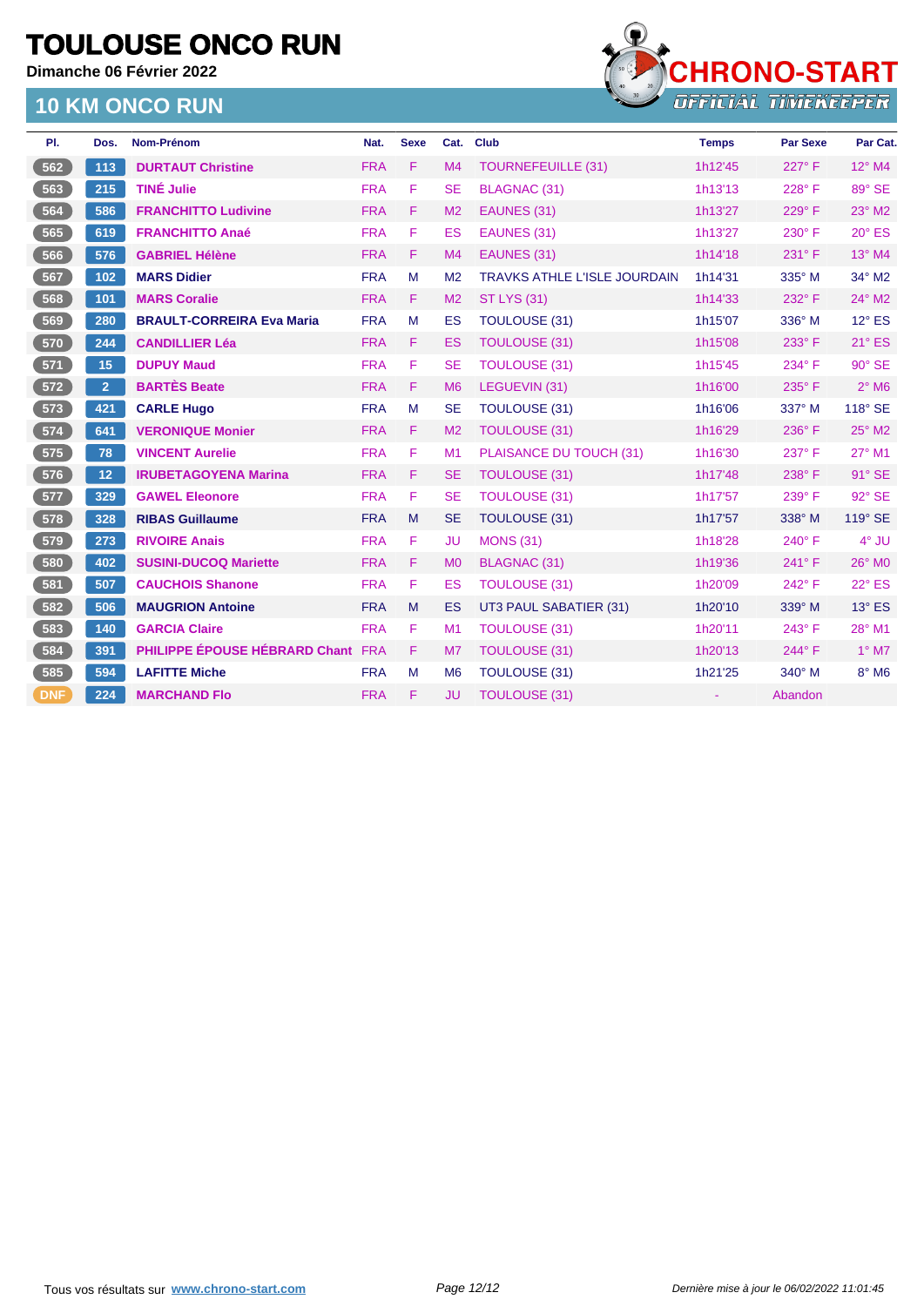# TOULOUSE ONCO RUN

Dimanche 06 Février 2022

## 10 KM ONCO RUN

CHRONO-START
OFFICIAL TIMEKEEPER

| Pl. | Dos. | Nom-Prénom | Nat. | Sexe | Cat. | Club | Temps | Par Sexe | Par Cat. |
|---|---|---|---|---|---|---|---|---|---|
| 562 | 113 | **DURTAUT Christine** | FRA | F | M4 | TOURNEFEUILLE (31) | 1h12'45 | 227° F | 12° M4 |
| 563 | 215 | **TINÉ Julie** | FRA | F | SE | BLAGNAC (31) | 1h13'13 | 228° F | 89° SE |
| 564 | 586 | **FRANCHITTO Ludivine** | FRA | F | M2 | EAUNES (31) | 1h13'27 | 229° F | 23° M2 |
| 565 | 619 | **FRANCHITTO Anaé** | FRA | F | ES | EAUNES (31) | 1h13'27 | 230° F | 20° ES |
| 566 | 576 | **GABRIEL Hélène** | FRA | F | M4 | EAUNES (31) | 1h14'18 | 231° F | 13° M4 |
| 567 | 102 | **MARS Didier** | FRA | M | M2 | TRAVKS ATHLE L'ISLE JOURDAIN | 1h14'31 | 335° M | 34° M2 |
| 568 | 101 | **MARS Coralie** | FRA | F | M2 | ST LYS (31) | 1h14'33 | 232° F | 24° M2 |
| 569 | 280 | **BRAULT-CORREIRA Eva Maria** | FRA | M | ES | TOULOUSE (31) | 1h15'07 | 336° M | 12° ES |
| 570 | 244 | **CANDILLIER Léa** | FRA | F | ES | TOULOUSE (31) | 1h15'08 | 233° F | 21° ES |
| 571 | 15 | **DUPUY Maud** | FRA | F | SE | TOULOUSE (31) | 1h15'45 | 234° F | 90° SE |
| 572 | 2 | **BARTÈS Beate** | FRA | F | M6 | LEGUEVIN (31) | 1h16'00 | 235° F | 2° M6 |
| 573 | 421 | **CARLE Hugo** | FRA | M | SE | TOULOUSE (31) | 1h16'06 | 337° M | 118° SE |
| 574 | 641 | **VERONIQUE Monier** | FRA | F | M2 | TOULOUSE (31) | 1h16'29 | 236° F | 25° M2 |
| 575 | 78 | **VINCENT Aurelie** | FRA | F | M1 | PLAISANCE DU TOUCH (31) | 1h16'30 | 237° F | 27° M1 |
| 576 | 12 | **IRUBETAGOYENA Marina** | FRA | F | SE | TOULOUSE (31) | 1h17'48 | 238° F | 91° SE |
| 577 | 329 | **GAWEL Eleonore** | FRA | F | SE | TOULOUSE (31) | 1h17'57 | 239° F | 92° SE |
| 578 | 328 | **RIBAS Guillaume** | FRA | M | SE | TOULOUSE (31) | 1h17'57 | 338° M | 119° SE |
| 579 | 273 | **RIVOIRE Anais** | FRA | F | JU | MONS (31) | 1h18'28 | 240° F | 4° JU |
| 580 | 402 | **SUSINI-DUCOQ Mariette** | FRA | F | M0 | BLAGNAC (31) | 1h19'36 | 241° F | 26° M0 |
| 581 | 507 | **CAUCHOIS Shanone** | FRA | F | ES | TOULOUSE (31) | 1h20'09 | 242° F | 22° ES |
| 582 | 506 | **MAUGRION Antoine** | FRA | M | ES | UT3 PAUL SABATIER (31) | 1h20'10 | 339° M | 13° ES |
| 583 | 140 | **GARCIA Claire** | FRA | F | M1 | TOULOUSE (31) | 1h20'11 | 243° F | 28° M1 |
| 584 | 391 | **PHILIPPE ÉPOUSE HÉBRARD Chant** | FRA | F | M7 | TOULOUSE (31) | 1h20'13 | 244° F | 1° M7 |
| 585 | 594 | **LAFITTE Miche** | FRA | M | M6 | TOULOUSE (31) | 1h21'25 | 340° M | 8° M6 |
| DNF | 224 | **MARCHAND Flo** | FRA | F | JU | TOULOUSE (31) | - | Abandon | |

Tous vos résultats sur www.chrono-start.com

Dernière mise à jour le 06/02/2022 11:01:45